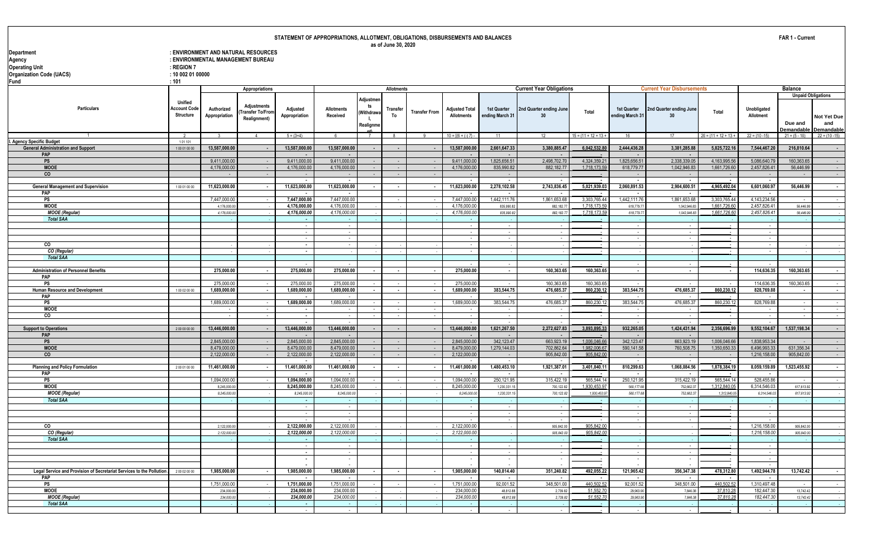# STATEMENT OF APPROPRIATIONS, ALLOTMENT, OBLIGATIONS, DISBURSEMENTS AND BALANCES

as of June 30, 2020

FAR 1 - Current

Department : ENVIRONMENT AND NATURAL RESOURCES
Agency : ENVIRONMENTAL MANAGEMENT BUREAU
Operating Unit : REGION 7
Organization Code (UACS) : 10 002 01 00000
Fund : 101

| Particulars | Unified Account Code Structure | Appropriations | | | Allotments | | | | | Current Year Obligations | | | Current Year Disbursements | | | Balance | | |
|---|---|---|---|---|---|---|---|---|---|---|---|---|---|---|---|---|---|---|
| | | Authorized Appropriation | Adjustments (Transfer To/From Realignment) | Adjusted Appropriation | Allotments Received | Adjustments (Withdrawal, Realignment) | Transfer To | Transfer From | Adjusted Total Allotments | 1st Quarter ending March 31 | 2nd Quarter ending June 30 | Total | 1st Quarter ending March 31 | 2nd Quarter ending June 30 | Total | Unobligated Allotment | Unpaid Obligations: Due and Demandable | Unpaid Obligations: Not Yet Due and Demandable |
| 1 | 2 | 3 | 4 | 5 = (3+4) | 6 | 7 | 8 | 9 | 10 = [(6 + (-) 7) - | 11 | 12 | 15 = (11 + 12 + 13 + | 16 | 17 | 20 = (11 + 12 + 13 + | 22 = (10 - 15) | 21 = (5 - 10) | 22 = (10 - 15) |
| I. Agency Specific Budget | 1 01 101 | | | | | | | | | | | | | | | | | |
| General Administration and Support | 1 00 01 00 00 | 13,587,000.00 | - | 13,587,000.00 | 13,587,000.00 | - | - | - | 13,587,000.00 | 2,661,647.33 | 3,380,885.47 | 6,042,532.80 | 2,444,436.28 | 3,381,285.88 | 5,825,722.16 | 7,544,467.20 | 216,810.64 | - |
| PAP | | | | - | - | | | | - | | | - | - | | - | | | |
| PS | | 9,411,000.00 | - | 9,411,000.00 | 9,411,000.00 | - | - | - | 9,411,000.00 | 1,825,656.51 | 2,498,702.70 | 4,324,359.21 | 1,825,656.51 | 2,338,339.05 | 4,163,995.56 | 5,086,640.79 | 160,363.65 | - |
| MOOE | | 4,176,000.00 | - | 4,176,000.00 | 4,176,000.00 | - | - | - | 4,176,000.00 | 835,990.82 | 882,182.77 | 1,718,173.59 | 618,779.77 | 1,042,946.83 | 1,661,726.60 | 2,457,826.41 | 56,446.99 | - |
| CO | | - | - | - | - | - | - | - | - | - | - | - | - | - | - | - | - | - |
| General Management and Supervision | 1 00 01 00 00 | 11,623,000.00 | - | 11,623,000.00 | 11,623,000.00 | - | - | - | 11,623,000.00 | 2,278,102.58 | 2,743,836.45 | 5,021,939.03 | 2,060,891.53 | 2,904,600.51 | 4,965,492.04 | 6,601,060.97 | 56,446.99 | - |
| PAP | | | | - | - | | | | - | - | - | - | - | - | - | - | | |
| PS | | 7,447,000.00 | - | 7,447,000.00 | 7,447,000.00 | | - | - | 7,447,000.00 | 1,442,111.76 | 1,861,653.68 | 3,303,765.44 | 1,442,111.76 | 1,861,653.68 | 3,303,765.44 | 4,143,234.56 | - | - |
| MOOE | | 4,176,000.00 | - | 4,176,000.00 | 4,176,000.00 | - | - | - | 4,176,000.00 | 835,990.82 | 882,182.77 | 1,718,173.59 | 618,779.77 | 1,042,946.83 | 1,661,726.60 | 2,457,826.41 | 56,446.99 | - |
| *MOOE (Regular)* | | *4,176,000.00* | - | *4,176,000.00* | *4,176,000.00* | - | - | - | *4,176,000.00* | *835,990.82* | *882,182.77* | *1,718,173.59* | *618,779.77* | *1,042,946.83* | *1,661,726.60* | *2,457,826.41* | *56,446.99* | - |
| *Total SAA* | | - | - | - | - | - | - | - | - | - | - | - | - | - | - | - | - | - |
| | | | | - | - | | | | - | - | - | - | - | - | - | - | | |
| | | | | - | - | | | | - | - | - | - | - | - | - | - | | |
| | | | | - | - | | | | - | - | - | - | - | - | - | - | | |
| CO | | - | - | - | - | - | - | - | - | - | - | - | - | - | - | - | - | - |
| *CO (Regular)* | | - | - | - | - | - | - | - | - | - | - | - | - | - | - | - | - | - |
| *Total SAA* | | | | | | | | | | | | | | | | | | |
| | | | | - | - | | | | - | - | - | - | - | - | - | - | | |
| Administration of Personnel Benefits | | 275,000.00 | - | 275,000.00 | 275,000.00 | - | - | - | 275,000.00 | - | 160,363.65 | 160,363.65 | - | - | - | 114,636.35 | 160,363.65 | - |
| PAP | | | | | | | | | | | | | | | | | | |
| PS | | 275,000.00 | - | 275,000.00 | 275,000.00 | - | - | - | 275,000.00 | - | 160,363.65 | 160,363.65 | - | - | - | 114,636.35 | 160,363.65 | - |
| Human Resource and Development | 1 00 02 00 00 | 1,689,000.00 | - | 1,689,000.00 | 1,689,000.00 | - | - | - | 1,689,000.00 | 383,544.75 | 476,685.37 | 860,230.12 | 383,544.75 | 476,685.37 | 860,230.12 | 828,769.88 | - | - |
| PAP | | | | - | - | | | | - | - | - | - | - | - | - | - | | |
| PS | | 1,689,000.00 | - | 1,689,000.00 | 1,689,000.00 | - | - | - | 1,689,000.00 | 383,544.75 | 476,685.37 | 860,230.12 | 383,544.75 | 476,685.37 | 860,230.12 | 828,769.88 | - | - |
| MOOE | | - | - | - | - | - | - | - | - | - | - | - | - | - | - | - | - | - |
| CO | | - | - | - | - | - | - | - | - | - | - | - | - | - | - | - | - | - |
| | | | | - | - | | | | - | - | - | - | - | - | - | - | | |
| Support to Operations | 2 00 00 00 00 | 13,446,000.00 | - | 13,446,000.00 | 13,446,000.00 | - | - | - | 13,446,000.00 | 1,621,267.50 | 2,272,627.83 | 3,893,895.33 | 932,265.05 | 1,424,431.94 | 2,356,696.99 | 9,552,104.67 | 1,537,198.34 | - |
| PAP | | | | - | - | | | | - | | | - | - | | - | | | |
| PS | | 2,845,000.00 | - | 2,845,000.00 | 2,845,000.00 | - | - | - | 2,845,000.00 | 342,123.47 | 663,923.19 | 1,006,046.66 | 342,123.47 | 663,923.19 | 1,006,046.66 | 1,838,953.34 | - | - |
| MOOE | | 8,479,000.00 | - | 8,479,000.00 | 8,479,000.00 | - | - | - | 8,479,000.00 | 1,279,144.03 | 702,862.64 | 1,982,006.67 | 590,141.58 | 760,508.75 | 1,350,650.33 | 6,496,993.33 | 631,356.34 | - |
| CO | | 2,122,000.00 | - | 2,122,000.00 | 2,122,000.00 | - | - | - | 2,122,000.00 | - | 905,842.00 | 905,842.00 | - | - | - | 1,216,158.00 | 905,842.00 | - |
| | | | | - | - | | | | - | - | - | - | - | - | - | - | | |
| Planning and Policy Formulation | 2 00 01 00 00 | 11,461,000.00 | - | 11,461,000.00 | 11,461,000.00 | - | - | - | 11,461,000.00 | 1,480,453.10 | 1,921,387.01 | 3,401,840.11 | 810,299.63 | 1,068,084.56 | 1,878,384.19 | 8,059,159.89 | 1,523,455.92 | - |
| PAP | | | | - | - | | | | - | - | - | - | - | - | - | - | | |
| PS | | 1,094,000.00 | - | 1,094,000.00 | 1,094,000.00 | - | - | - | 1,094,000.00 | 250,121.95 | 315,422.19 | 565,544.14 | 250,121.95 | 315,422.19 | 565,544.14 | 528,455.86 | - | - |
| MOOE | | 8,245,000.00 | - | 8,245,000.00 | 8,245,000.00 | - | - | - | 8,245,000.00 | 1,230,331.15 | 700,122.82 | 1,930,453.97 | 560,177.68 | 752,662.37 | 1,312,840.05 | 6,314,546.03 | 617,613.92 | - |
| *MOOE (Regular)* | | *8,245,000.00* | - | *8,245,000.00* | *8,245,000.00* | - | - | - | *8,245,000.00* | *1,230,331.15* | *700,122.82* | *1,930,453.97* | *560,177.68* | *752,662.37* | *1,312,840.05* | *6,314,546.03* | *617,613.92* | - |
| *Total SAA* | | - | - | - | - | - | - | - | - | - | - | - | - | - | - | - | - | - |
| | | | | - | - | | | | - | - | - | - | - | - | - | - | | |
| | | | | - | - | | | | - | - | - | - | - | - | - | - | | |
| | | | | - | - | | | | - | - | - | - | - | - | - | - | | |
| CO | | 2,122,000.00 | - | 2,122,000.00 | 2,122,000.00 | - | - | - | 2,122,000.00 | - | 905,842.00 | 905,842.00 | - | - | - | 1,216,158.00 | 905,842.00 | - |
| *CO (Regular)* | | *2,122,000.00* | - | *2,122,000.00* | *2,122,000.00* | - | - | - | *2,122,000.00* | - | *905,842.00* | *905,842.00* | - | - | - | *1,216,158.00* | *905,842.00* | - |
| *Total SAA* | | - | - | - | - | - | - | - | - | - | - | - | - | - | - | - | - | - |
| | | | | - | - | | | | - | - | - | - | - | - | - | - | | |
| | | | | - | - | | | | - | - | - | - | - | - | - | - | | |
| | | | | - | - | | | | - | - | - | - | - | - | - | - | | |
| Legal Service and Provision of Secretariat Services to the Pollution | 2 00 02 00 00 | 1,985,000.00 | - | 1,985,000.00 | 1,985,000.00 | - | - | - | 1,985,000.00 | 140,814.40 | 351,240.82 | 492,055.22 | 121,965.42 | 356,347.38 | 478,312.80 | 1,492,944.78 | 13,742.42 | - |
| PAP | | | | - | - | | | | - | - | - | - | - | - | - | - | | |
| PS | | 1,751,000.00 | - | 1,751,000.00 | 1,751,000.00 | - | - | - | 1,751,000.00 | 92,001.52 | 348,501.00 | 440,502.52 | 92,001.52 | 348,501.00 | 440,502.52 | 1,310,497.48 | - | - |
| MOOE | | 234,000.00 | - | 234,000.00 | 234,000.00 | - | - | - | 234,000.00 | 48,812.88 | 2,739.82 | 51,552.70 | 29,963.90 | 7,846.38 | 37,810.28 | 182,447.30 | 13,742.42 | - |
| *MOOE (Regular)* | | *234,000.00* | - | *234,000.00* | *234,000.00* | - | - | - | *234,000.00* | *48,812.88* | *2,739.82* | *51,552.70* | *29,963.90* | *7,846.38* | *37,810.28* | *182,447.30* | *13,742.42* | - |
| *Total SAA* | | - | - | - | - | - | - | - | - | - | - | - | - | - | - | - | - | - |
| | | | | - | - | | | | - | - | - | - | - | - | - | - | | |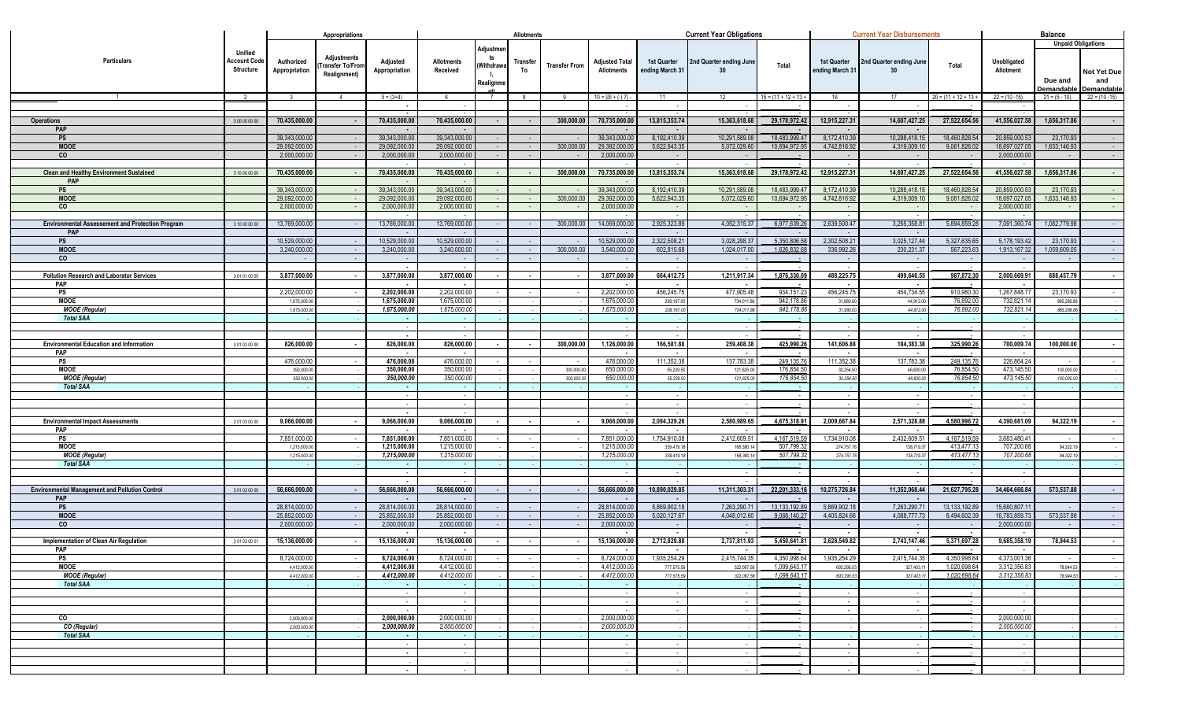| Particulars | Unified Account Code Structure | Appropriations | | | Allotments | | | | | Current Year Obligations | | | Current Year Disbursements | | | Balance | | |
|---|---|---|---|---|---|---|---|---|---|---|---|---|---|---|---|---|---|---|
| | | Authorized Appropriation | Adjustments (Transfer To/From Realignment) | Adjusted Appropriation | Allotments Received | Adjustments (Withdrawal, Realignment) | Transfer To | Transfer From | Adjusted Total Allotments | 1st Quarter ending March 31 | 2nd Quarter ending June 30 | Total | 1st Quarter ending March 31 | 2nd Quarter ending June 30 | Total | Unobligated Allotment | Unpaid Obligations | |
| | | | | | | | | | | | | | | | | | Due and Demandable | Not Yet Due and Demandable |
| 1 | 2 | 3 | 4 | 5 = (3+4) | 6 | 7 | 8 | 9 | 10 = [(6 + (-) 7) - | 11 | 12 | 15 = (11 + 12 + 13 + | 16 | 17 | 20 = (11 + 12 + 13 + | 22 = (10 -15) | 21 = (5 - 10) | 22 = (10 -15) |
| **Operations** | 3 00 00 00 00 | **70,435,000.00** | - | **70,435,000.00** | **70,435,000.00** | - | - | **300,000.00** | **70,735,000.00** | **13,815,353.74** | **15,363,618.68** | **29,178,972.42** | **12,915,227.31** | **14,607,427.25** | **27,522,654.56** | **41,556,027.58** | **1,656,317.86** | - |
| **PAP** | | | | | | | | | | | | | | | | | | |
| **PS** | | 39,343,000.00 | - | 39,343,000.00 | 39,343,000.00 | - | - | - | 39,343,000.00 | 8,192,410.39 | 10,291,589.08 | 18,483,999.47 | 8,172,410.39 | 10,288,418.15 | 18,460,828.54 | 20,859,000.53 | 23,170.93 | - |
| **MOOE** | | 29,092,000.00 | - | 29,092,000.00 | 29,092,000.00 | - | - | 300,000.00 | 29,392,000.00 | 5,622,943.35 | 5,072,029.60 | 10,694,972.95 | 4,742,816.92 | 4,319,009.10 | 9,061,826.02 | 18,697,027.05 | 1,633,146.93 | - |
| **CO** | | 2,000,000.00 | - | 2,000,000.00 | 2,000,000.00 | - | - | - | 2,000,000.00 | - | - | - | - | - | - | 2,000,000.00 | - | - |
| **Clean and Healthy Environment Sustained** | 3 10 00 00 00 | **70,435,000.00** | - | **70,435,000.00** | **70,435,000.00** | - | - | **300,000.00** | **70,735,000.00** | **13,815,353.74** | **15,363,618.68** | **29,178,972.42** | **12,915,227.31** | **14,607,427.25** | **27,522,654.56** | **41,556,027.58** | **1,656,317.86** | - |
| **PAP** | | | | | | | | | | | | | | | | | | |
| **PS** | | 39,343,000.00 | - | 39,343,000.00 | 39,343,000.00 | - | - | - | 39,343,000.00 | 8,192,410.39 | 10,291,589.08 | 18,483,999.47 | 8,172,410.39 | 10,288,418.15 | 18,460,828.54 | 20,859,000.53 | 23,170.93 | - |
| **MOOE** | | 29,092,000.00 | - | 29,092,000.00 | 29,092,000.00 | - | - | 300,000.00 | 29,392,000.00 | 5,622,943.35 | 5,072,029.60 | 10,694,972.95 | 4,742,816.92 | 4,319,009.10 | 9,061,826.02 | 18,697,027.05 | 1,633,146.93 | - |
| **CO** | | 2,000,000.00 | - | 2,000,000.00 | 2,000,000.00 | - | - | - | 2,000,000.00 | - | - | - | - | - | - | 2,000,000.00 | - | - |
| **Environmental Assessement and Protection Program** | 3 10 00 00 00 | 13,769,000.00 | - | 13,769,000.00 | 13,769,000.00 | - | - | 300,000.00 | 14,069,000.00 | 2,925,323.89 | 4,052,315.37 | 6,977,639.26 | 2,639,500.47 | 3,255,358.81 | 5,894,859.28 | 7,091,360.74 | 1,082,779.98 | - |
| **PAP** | | | | | | | | | | | | | | | | | | |
| **PS** | | 10,529,000.00 | - | 10,529,000.00 | 10,529,000.00 | - | - | - | 10,529,000.00 | 2,322,508.21 | 3,028,298.37 | 5,350,806.58 | 2,302,508.21 | 3,025,127.44 | 5,327,635.65 | 5,178,193.42 | 23,170.93 | - |
| **MOOE** | | 3,240,000.00 | - | 3,240,000.00 | 3,240,000.00 | - | - | 300,000.00 | 3,540,000.00 | 602,815.68 | 1,024,017.00 | 1,626,832.68 | 336,992.26 | 230,231.37 | 567,223.63 | 1,913,167.32 | 1,059,609.05 | - |
| **CO** | | - | - | - | - | - | - | - | - | - | - | - | - | - | - | - | - | - |
| **Pollution Research and Laborator Services** | 3 01 01 00 00 | **3,877,000.00** | - | **3,877,000.00** | **3,877,000.00** | - | - | - | **3,877,000.00** | **664,412.75** | **1,211,917.34** | **1,876,330.09** | **488,225.75** | **499,646.55** | **987,872.30** | **2,000,669.91** | **888,457.79** | - |
| **PAP** | | | | | | | | | | | | | | | | | | |
| **PS** | | 2,202,000.00 | - | **2,202,000.00** | 2,202,000.00 | - | - | - | 2,202,000.00 | 456,245.75 | 477,905.48 | 934,151.23 | 456,245.75 | 454,734.55 | 910,980.30 | 1,267,848.77 | 23,170.93 | - |
| **MOOE** | | 1,675,000.00 | - | **1,675,000.00** | 1,675,000.00 | - | - | - | 1,675,000.00 | 208,167.00 | 734,011.86 | 942,178.86 | 31,980.00 | 44,912.00 | 76,892.00 | 732,821.14 | 865,286.86 | - |
| ***MOOE (Regular)*** | | *1,675,000.00* | - | ***1,675,000.00*** | *1,675,000.00* | - | - | - | *1,675,000.00* | *208,167.00* | *734,011.86* | *942,178.86* | *31,980.00* | *44,912.00* | *76,892.00* | *732,821.14* | *865,286.86* | - |
| ***Total SAA*** | | - | - | - | - | - | - | - | - | - | - | - | - | - | - | - | - | - |
| **Environmental Education and Information** | 3 01 02 00 00 | **826,000.00** | - | **826,000.00** | **826,000.00** | - | - | **300,000.00** | **1,126,000.00** | **166,581.88** | **259,408.38** | **425,990.26** | **141,606.88** | **184,383.38** | **325,990.26** | **700,009.74** | **100,000.00** | - |
| **PAP** | | | | | | | | | | | | | | | | | | |
| **PS** | | 476,000.00 | - | **476,000.00** | 476,000.00 | - | - | - | 476,000.00 | 111,352.38 | 137,783.38 | 249,135.76 | 111,352.38 | 137,783.38 | 249,135.76 | 226,864.24 | - | - |
| **MOOE** | | 350,000.00 | - | **350,000.00** | 350,000.00 | - | - | 300,000.00 | 650,000.00 | 55,229.50 | 121,625.00 | 176,854.50 | 30,254.50 | 46,600.00 | 76,854.50 | 473,145.50 | 100,000.00 | - |
| ***MOOE (Regular)*** | | *350,000.00* | - | ***350,000.00*** | *350,000.00* | - | - | *300,000.00* | *650,000.00* | *55,229.50* | *121,625.00* | *176,854.50* | *30,254.50* | *46,600.00* | *76,854.50* | *473,145.50* | *100,000.00* | - |
| ***Total SAA*** | | - | - | - | - | - | - | - | - | - | - | - | - | - | - | - | - | - |
| **Environmental Impact Assessments** | 3 01 03 00 00 | **9,066,000.00** | - | **9,066,000.00** | **9,066,000.00** | - | - | - | **9,066,000.00** | **2,094,329.26** | **2,580,989.65** | **4,675,318.91** | **2,009,667.84** | **2,571,328.88** | **4,580,996.72** | **4,390,681.09** | **94,322.19** | - |
| **PAP** | | | | | | | | | | | | | | | | | | |
| **PS** | | 7,851,000.00 | - | **7,851,000.00** | 7,851,000.00 | - | - | - | 7,851,000.00 | 1,754,910.08 | 2,412,609.51 | 4,167,519.59 | 1,734,910.08 | 2,432,609.51 | 4,167,519.59 | 3,683,480.41 | - | - |
| **MOOE** | | 1,215,000.00 | - | **1,215,000.00** | 1,215,000.00 | - | - | - | 1,215,000.00 | 339,419.18 | 168,380.14 | 507,799.32 | 274,757.76 | 138,719.37 | 413,477.13 | 707,200.68 | 94,322.19 | - |
| ***MOOE (Regular)*** | | *1,215,000.00* | - | ***1,215,000.00*** | *1,215,000.00* | - | - | - | *1,215,000.00* | *339,419.18* | *168,380.14* | *507,799.32* | *274,757.76* | *138,719.37* | *413,477.13* | *707,200.68* | *94,322.19* | - |
| ***Total SAA*** | | - | - | - | - | - | - | - | - | - | - | - | - | - | - | - | - | - |
| **Environmental Management and Pollution Control** | 3 01 02 00 00 | **56,666,000.00** | - | **56,666,000.00** | **56,666,000.00** | - | - | - | **56,666,000.00** | **10,890,029.85** | **11,311,303.31** | **22,201,333.16** | **10,275,726.84** | **11,352,068.44** | **21,627,795.28** | **34,464,666.84** | **573,537.88** | - |
| **PAP** | | | | | | | | | | | | | | | | | | |
| **PS** | | 28,814,000.00 | - | 28,814,000.00 | 28,814,000.00 | - | - | - | 28,814,000.00 | 5,869,902.18 | 7,263,290.71 | 13,133,192.89 | 5,869,902.18 | 7,263,290.71 | 13,133,192.89 | 15,680,807.11 | - | - |
| **MOOE** | | 25,852,000.00 | - | 25,852,000.00 | 25,852,000.00 | - | - | - | 25,852,000.00 | 5,020,127.67 | 4,048,012.60 | 9,068,140.27 | 4,405,824.66 | 4,088,777.73 | 8,494,602.39 | 16,783,859.73 | 573,537.88 | - |
| **CO** | | 2,000,000.00 | - | 2,000,000.00 | 2,000,000.00 | - | - | - | 2,000,000.00 | - | - | - | - | - | - | 2,000,000.00 | - | - |
| **Implementation of Clean Air Regulation** | 3 01 02 00 01 | **15,136,000.00** | - | **15,136,000.00** | **15,136,000.00** | - | - | - | **15,136,000.00** | **2,712,829.88** | **2,737,811.93** | **5,450,641.81** | **2,628,549.82** | **2,743,147.46** | **5,371,697.28** | **9,685,358.19** | **78,944.53** | - |
| **PAP** | | | | | | | | | | | | | | | | | | |
| **PS** | | 8,724,000.00 | - | **8,724,000.00** | 8,724,000.00 | - | - | - | 8,724,000.00 | 1,935,254.29 | 2,415,744.35 | 4,350,998.64 | 1,935,254.29 | 2,415,744.35 | 4,350,998.64 | 4,373,001.36 | - | - |
| **MOOE** | | 4,412,000.00 | - | **4,412,000.00** | 4,412,000.00 | - | - | - | 4,412,000.00 | 777,575.59 | 322,067.58 | 1,099,643.17 | 693,295.53 | 327,403.11 | 1,020,698.64 | 3,312,356.83 | 78,944.53 | - |
| ***MOOE (Regular)*** | | *4,412,000.00* | - | ***4,412,000.00*** | *4,412,000.00* | - | - | - | *4,412,000.00* | *777,575.59* | *322,067.58* | *1,099,643.17* | *693,295.53* | *327,403.11* | *1,020,698.64* | *3,312,356.83* | *78,944.53* | - |
| ***Total SAA*** | | - | - | - | - | - | - | - | - | - | - | - | - | - | - | - | - | - |
| **CO** | | 2,000,000.00 | - | **2,000,000.00** | 2,000,000.00 | - | - | - | 2,000,000.00 | - | - | - | - | - | - | 2,000,000.00 | - | - |
| ***CO (Regular)*** | | *2,000,000.00* | - | ***2,000,000.00*** | *2,000,000.00* | - | - | - | *2,000,000.00* | - | - | - | - | - | - | *2,000,000.00* | - | - |
| ***Total SAA*** | | - | - | - | - | - | - | - | - | - | - | - | - | - | - | - | - | - |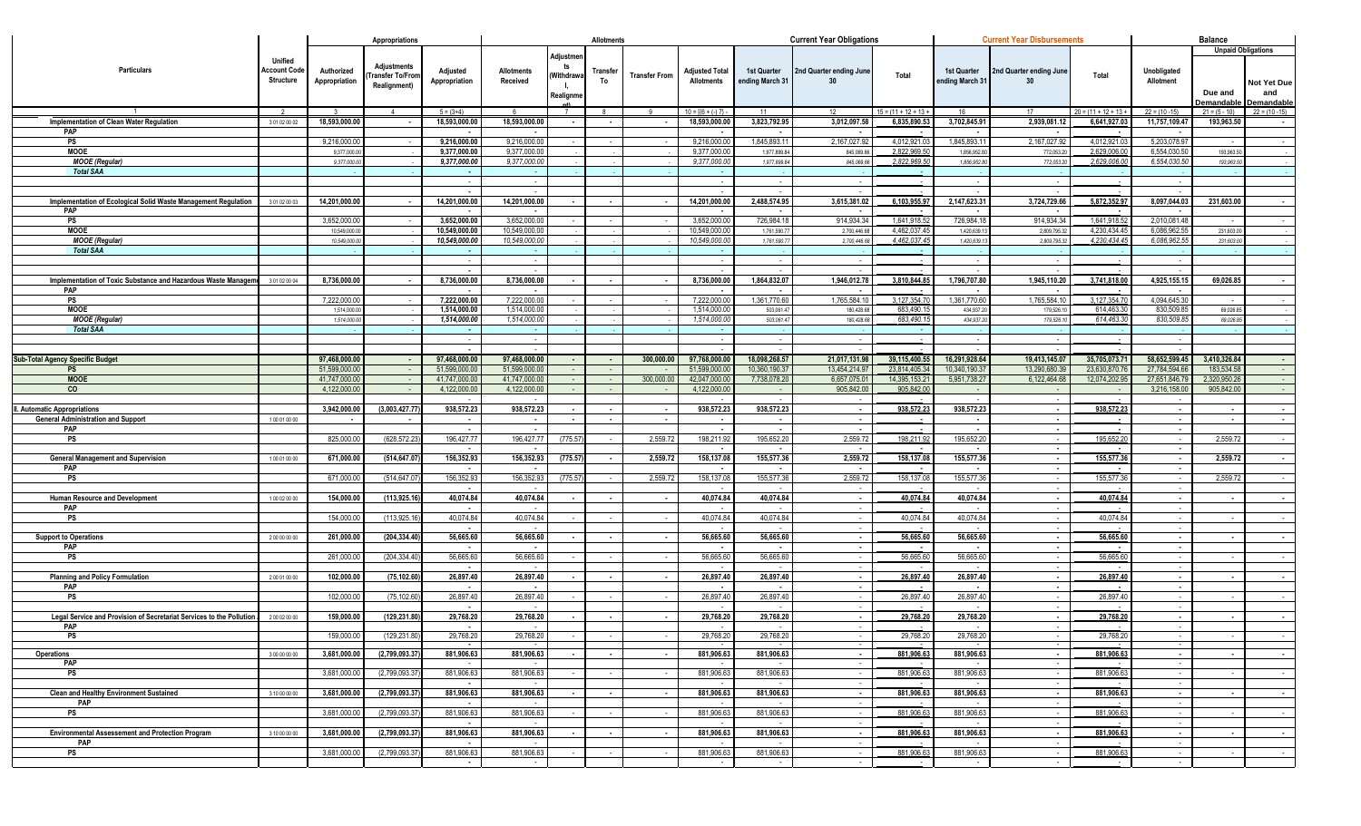| Particulars | Unified Account Code Structure | Appropriations | | | Allotments | | | | | Current Year Obligations | | | Current Year Disbursements | | | Balance | | |
|---|---|---|---|---|---|---|---|---|---|---|---|---|---|---|---|---|---|---|
| | | Authorized Appropriation | Adjustments (Transfer To/From Realignment) | Adjusted Appropriation | Allotments Received | Adjustments (Withdrawal, Realignment) | Transfer To | Transfer From | Adjusted Total Allotments | 1st Quarter ending March 31 | 2nd Quarter ending June 30 | Total | 1st Quarter ending March 31 | 2nd Quarter ending June 30 | Total | Unobligated Allotment | Unpaid Obligations | |
| | | | | | | | | | | | | | | | | | Due and Demandable | Not Yet Due and Demandable |
| 1 | 2 | 3 | 4 | 5 = (3+4) | 6 | 7 | 8 | 9 | 10 = [{6 + (-) 7} - | 11 | 12 | 15 = (11 + 12 + 13 + | 16 | 17 | 20 = (11 + 12 + 13 + | 22 = (10 -15) | 21 = (5 - 10) | 22 = (10 -15) |
| **Implementation of Clean Water Regulation** | 3 01 02 00 02 | **18,593,000.00** | **-** | **18,593,000.00** | **18,593,000.00** | **-** | **-** | **-** | **18,593,000.00** | **3,823,792.95** | **3,012,097.58** | **6,835,890.53** | **3,702,845.91** | **2,939,081.12** | **6,641,927.03** | **11,757,109.47** | **193,963.50** | **-** |
| PAP | | | | - | - | | | | - | | - | - | | - | - | - | | |
| PS | | 9,216,000.00 | - | 9,216,000.00 | 9,216,000.00 | - | - | - | 9,216,000.00 | 1,845,893.11 | 2,167,027.92 | 4,012,921.03 | 1,845,893.11 | 2,167,027.92 | 4,012,921.03 | 5,203,078.97 | | - |
| MOOE | | 9,377,000.00 | - | 9,377,000.00 | 9,377,000.00 | - | - | - | 9,377,000.00 | 1,977,899.84 | 845,069.66 | 2,822,969.50 | 1,856,952.80 | 772,053.20 | 2,629,006.00 | 6,554,030.50 | 193,963.50 | - |
| *MOOE (Regular)* | | *9,377,000.00* | - | *9,377,000.00* | *9,377,000.00* | - | - | - | *9,377,000.00* | *1,977,899.84* | *845,069.66* | *2,822,969.50* | *1,856,952.80* | *772,053.20* | *2,629,006.00* | *6,554,030.50* | *193,963.50* | - |
| *Total SAA* | | | - | - | - | - | - | - | - | | | - | | | - | | - | - |
| | | | | - | - | | | | - | - | - | - | - | - | - | - | | |
| **Implementation of Ecological Solid Waste Management Regulation** | 3 01 02 00 03 | **14,201,000.00** | **-** | **14,201,000.00** | **14,201,000.00** | **-** | **-** | **-** | **14,201,000.00** | **2,488,574.95** | **3,615,381.02** | **6,103,955.97** | **2,147,623.31** | **3,724,729.66** | **5,872,352.97** | **8,097,044.03** | **231,603.00** | **-** |
| PAP | | | | - | - | | | | - | | - | - | | - | - | - | | |
| PS | | 3,652,000.00 | - | 3,652,000.00 | 3,652,000.00 | - | - | - | 3,652,000.00 | 726,984.18 | 914,934.34 | 1,641,918.52 | 726,984.18 | 914,934.34 | 1,641,918.52 | 2,010,081.48 | - | - |
| MOOE | | 10,549,000.00 | - | 10,549,000.00 | 10,549,000.00 | - | - | - | 10,549,000.00 | 1,761,590.77 | 2,700,446.68 | 4,462,037.45 | 1,420,639.13 | 2,809,795.32 | 4,230,434.45 | 6,086,962.55 | 231,603.00 | - |
| *MOOE (Regular)* | | *10,549,000.00* | - | *10,549,000.00* | *10,549,000.00* | - | - | - | *10,549,000.00* | *1,761,590.77* | *2,700,446.68* | *4,462,037.45* | *1,420,639.13* | *2,809,795.32* | *4,230,434.45* | *6,086,962.55* | *231,603.00* | - |
| *Total SAA* | | | - | - | - | - | - | - | - | | | - | | | - | | - | - |
| | | | | - | - | | | | - | - | - | - | - | - | - | - | | |
| **Implementation of Toxic Substance and Hazardous Waste Management** | 3 01 02 00 04 | **8,736,000.00** | **-** | **8,736,000.00** | **8,736,000.00** | **-** | **-** | **-** | **8,736,000.00** | **1,864,832.07** | **1,946,012.78** | **3,810,844.85** | **1,796,707.80** | **1,945,110.20** | **3,741,818.00** | **4,925,155.15** | **69,026.85** | **-** |
| PAP | | | | - | - | | | | - | | - | - | | - | - | - | | |
| PS | | 7,222,000.00 | - | 7,222,000.00 | 7,222,000.00 | - | - | - | 7,222,000.00 | 1,361,770.60 | 1,765,584.10 | 3,127,354.70 | 1,361,770.60 | 1,765,584.10 | 3,127,354.70 | 4,094,645.30 | - | - |
| MOOE | | 1,514,000.00 | - | 1,514,000.00 | 1,514,000.00 | - | - | - | 1,514,000.00 | 503,061.47 | 180,428.68 | 683,490.15 | 434,937.20 | 179,526.10 | 614,463.30 | 830,509.85 | 69,026.85 | - |
| *MOOE (Regular)* | | *1,514,000.00* | - | *1,514,000.00* | *1,514,000.00* | - | - | - | *1,514,000.00* | *503,061.47* | *180,428.68* | *683,490.15* | *434,937.20* | *179,526.10* | *614,463.30* | *830,509.85* | *69,026.85* | - |
| *Total SAA* | | - | - | - | - | - | - | - | - | | | - | | | - | | - | - |
| | | | | - | - | | | | - | - | - | - | - | - | - | - | | |
| | | | | - | - | | | | - | - | - | - | - | - | - | - | | |
| **Sub-Total Agency Specific Budget** | | **97,468,000.00** | **-** | **97,468,000.00** | **97,468,000.00** | **-** | **-** | **300,000.00** | **97,768,000.00** | **18,098,268.57** | **21,017,131.98** | **39,115,400.55** | **16,291,928.64** | **19,413,145.07** | **35,705,073.71** | **58,652,599.45** | **3,410,326.84** | **-** |
| PS | | 51,599,000.00 | - | 51,599,000.00 | 51,599,000.00 | - | - | - | 51,599,000.00 | 10,360,190.37 | 13,454,214.97 | 23,814,405.34 | 10,340,190.37 | 13,290,680.39 | 23,630,870.76 | 27,784,594.66 | 183,534.58 | - |
| MOOE | | 41,747,000.00 | - | 41,747,000.00 | 41,747,000.00 | - | - | 300,000.00 | 42,047,000.00 | 7,738,078.20 | 6,657,075.01 | 14,395,153.21 | 5,951,738.27 | 6,122,464.68 | 12,074,202.95 | 27,651,846.79 | 2,320,950.26 | - |
| CO | | 4,122,000.00 | - | 4,122,000.00 | 4,122,000.00 | - | - | - | 4,122,000.00 | - | 905,842.00 | 905,842.00 | - | - | - | 3,216,158.00 | 905,842.00 | - |
| | | | | - | - | | | | - | - | - | - | - | - | - | - | | |
| **II. Automatic Appropriations** | | **3,942,000.00** | **(3,003,427.77)** | **938,572.23** | **938,572.23** | **-** | **-** | **-** | **938,572.23** | **938,572.23** | **-** | **938,572.23** | **938,572.23** | **-** | **938,572.23** | **-** | **-** | **-** |
| **General Administration and Support** | 1 00 01 00 00 | **-** | **-** | **-** | **-** | **-** | **-** | **-** | **-** | **-** | **-** | **-** | **-** | **-** | **-** | **-** | **-** | **-** |
| PAP | | | | - | - | | | | - | - | - | - | - | - | - | - | | |
| PS | | 825,000.00 | (628,572.23) | 196,427.77 | 196,427.77 | (775.57) | - | 2,559.72 | 198,211.92 | 195,652.20 | 2,559.72 | 198,211.92 | 195,652.20 | - | 195,652.20 | - | 2,559.72 | - |
| | | | | - | - | | | | - | | | | | - | | - | | |
| **General Management and Supervision** | 1 00 01 00 00 | **671,000.00** | **(514,647.07)** | **156,352.93** | **156,352.93** | **(775.57)** | **-** | **2,559.72** | **158,137.08** | **155,577.36** | **2,559.72** | **158,137.08** | **155,577.36** | **-** | **155,577.36** | **-** | **2,559.72** | **-** |
| PAP | | | | - | - | | | | - | - | - | - | - | - | - | - | | |
| PS | | 671,000.00 | (514,647.07) | 156,352.93 | 156,352.93 | (775.57) | - | 2,559.72 | 158,137.08 | 155,577.36 | 2,559.72 | 158,137.08 | 155,577.36 | - | 155,577.36 | - | 2,559.72 | - |
| | | | | - | - | | | | - | - | - | - | - | - | - | - | | |
| **Human Resource and Development** | 1 00 02 00 00 | **154,000.00** | **(113,925.16)** | **40,074.84** | **40,074.84** | **-** | **-** | **-** | **40,074.84** | **40,074.84** | **-** | **40,074.84** | **40,074.84** | **-** | **40,074.84** | **-** | **-** | **-** |
| PAP | | | | - | - | | | | - | - | - | - | - | - | - | - | | |
| PS | | 154,000.00 | (113,925.16) | 40,074.84 | 40,074.84 | - | - | - | 40,074.84 | 40,074.84 | - | 40,074.84 | 40,074.84 | - | 40,074.84 | - | - | - |
| | | | | - | - | | | | - | - | - | - | - | - | - | - | | |
| **Support to Operations** | 2 00 00 00 00 | **261,000.00** | **(204,334.40)** | **56,665.60** | **56,665.60** | **-** | **-** | **-** | **56,665.60** | **56,665.60** | **-** | **56,665.60** | **56,665.60** | **-** | **56,665.60** | **-** | **-** | **-** |
| PAP | | | | - | - | | | | - | - | - | - | - | - | - | - | | |
| PS | | 261,000.00 | (204,334.40) | 56,665.60 | 56,665.60 | - | - | - | 56,665.60 | 56,665.60 | - | 56,665.60 | 56,665.60 | - | 56,665.60 | - | - | - |
| | | | | - | - | | | | - | - | - | - | - | - | - | - | | |
| **Planning and Policy Formulation** | 2 00 01 00 00 | **102,000.00** | **(75,102.60)** | **26,897.40** | **26,897.40** | **-** | **-** | **-** | **26,897.40** | **26,897.40** | **-** | **26,897.40** | **26,897.40** | **-** | **26,897.40** | **-** | **-** | **-** |
| PAP | | | | - | - | | | | - | - | - | - | - | - | - | - | | |
| PS | | 102,000.00 | (75,102.60) | 26,897.40 | 26,897.40 | - | - | - | 26,897.40 | 26,897.40 | - | 26,897.40 | 26,897.40 | - | 26,897.40 | - | - | - |
| | | | | - | - | | | | - | - | - | - | - | - | - | - | | |
| **Legal Service and Provision of Secretariat Services to the Pollution** | 2 00 02 00 00 | **159,000.00** | **(129,231.80)** | **29,768.20** | **29,768.20** | **-** | **-** | **-** | **29,768.20** | **29,768.20** | **-** | **29,768.20** | **29,768.20** | **-** | **29,768.20** | **-** | **-** | **-** |
| PAP | | | | - | - | | | | - | - | - | - | - | - | - | - | | |
| PS | | 159,000.00 | (129,231.80) | 29,768.20 | 29,768.20 | - | - | - | 29,768.20 | 29,768.20 | - | 29,768.20 | 29,768.20 | - | 29,768.20 | - | - | - |
| | | | | - | - | | | | - | - | - | - | - | - | - | - | | |
| **Operations** | 3 00 00 00 00 | **3,681,000.00** | **(2,799,093.37)** | **881,906.63** | **881,906.63** | **-** | **-** | **-** | **881,906.63** | **881,906.63** | **-** | **881,906.63** | **881,906.63** | **-** | **881,906.63** | **-** | **-** | **-** |
| PAP | | | | - | - | | | | - | - | - | - | - | - | - | - | | |
| PS | | 3,681,000.00 | (2,799,093.37) | 881,906.63 | 881,906.63 | - | - | - | 881,906.63 | 881,906.63 | - | 881,906.63 | 881,906.63 | - | 881,906.63 | - | - | - |
| | | | | - | - | | | | - | - | - | - | - | - | - | - | | |
| **Clean and Healthy Environment Sustained** | 3 10 00 00 00 | **3,681,000.00** | **(2,799,093.37)** | **881,906.63** | **881,906.63** | **-** | **-** | **-** | **881,906.63** | **881,906.63** | **-** | **881,906.63** | **881,906.63** | **-** | **881,906.63** | **-** | **-** | **-** |
| PAP | | | | - | - | | | | - | - | - | - | - | - | - | - | | |
| PS | | 3,681,000.00 | (2,799,093.37) | 881,906.63 | 881,906.63 | - | - | - | 881,906.63 | 881,906.63 | - | 881,906.63 | 881,906.63 | - | 881,906.63 | - | - | - |
| | | | | - | - | | | | - | - | - | - | - | - | - | - | | |
| **Environmental Assessement and Protection Program** | 3 10 00 00 00 | **3,681,000.00** | **(2,799,093.37)** | **881,906.63** | **881,906.63** | **-** | **-** | **-** | **881,906.63** | **881,906.63** | **-** | **881,906.63** | **881,906.63** | **-** | **881,906.63** | **-** | **-** | **-** |
| PAP | | | | - | - | | | | - | - | - | - | - | - | - | - | | |
| PS | | 3,681,000.00 | (2,799,093.37) | 881,906.63 | 881,906.63 | - | - | - | 881,906.63 | 881,906.63 | - | 881,906.63 | 881,906.63 | - | 881,906.63 | - | - | - |
| | | | | - | - | | | | - | - | - | - | - | - | - | - | | |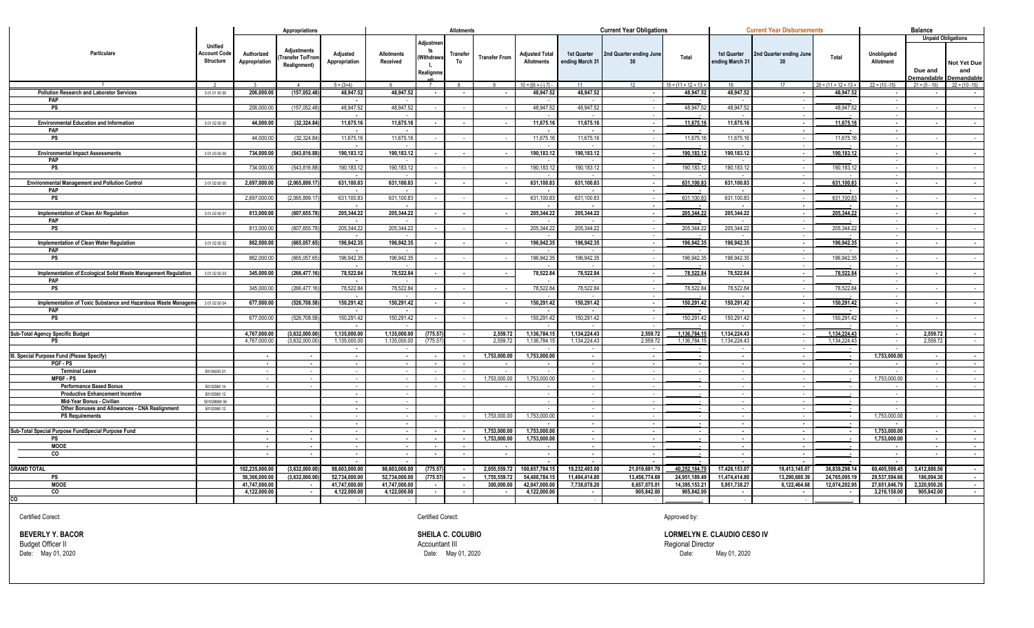| Particulars | Unified Account Code Structure | Appropriations | | | Allotments | | | | | Current Year Obligations | | | Current Year Disbursements | | | Balance | | |
|---|---|---|---|---|---|---|---|---|---|---|---|---|---|---|---|---|---|---|
| | | Authorized Appropriation | Adjustments (Transfer To/From Realignment) | Adjusted Appropriation | Allotments Received | Adjustments (Withdrawal, Realignment) | Transfer To | Transfer From | Adjusted Total Allotments | 1st Quarter ending March 31 | 2nd Quarter ending June 30 | Total | 1st Quarter ending March 31 | 2nd Quarter ending June 30 | Total | Unobligated Allotment | Unpaid Obligations | |
| | | | | | | | | | | | | | | | | | Due and Demandable | Not Yet Due and Demandable |
| 1 | 2 | 3 | 4 | 5 = (3+4) | 6 | 7 | 8 | 9 | 10 = [(6 + (-) 7) - | 11 | 12 | 15 = (11 + 12 + 13 + | 16 | 17 | 20 = (11 + 12 + 13 + | 22 = (10 -15) | 21 = (5 - 10) | 22 = (10 -15) |
| Pollution Research and Laborator Services | 3 01 01 00 00 | 206,000.00 | (157,052.48) | 48,947.52 | 48,947.52 | - | - | - | 48,947.52 | 48,947.52 | - | 48,947.52 | 48,947.52 | - | 48,947.52 | - | - | - |
| PAP | | | | - | - | | | | - | - | - | - | - | - | - | - | | |
| PS | | 206,000.00 | (157,052.48) | 48,947.52 | 48,947.52 | - | - | - | 48,947.52 | 48,947.52 | - | 48,947.52 | 48,947.52 | - | 48,947.52 | - | - | - |
| Environmental Education and Information | 3 01 02 00 00 | 44,000.00 | (32,324.84) | 11,675.16 | 11,675.16 | - | - | - | 11,675.16 | 11,675.16 | - | 11,675.16 | 11,675.16 | - | 11,675.16 | - | - | - |
| PAP | | | | - | - | | | | - | - | - | - | - | - | - | - | | |
| PS | | 44,000.00 | (32,324.84) | 11,675.16 | 11,675.16 | - | - | - | 11,675.16 | 11,675.16 | - | 11,675.16 | 11,675.16 | - | 11,675.16 | - | - | - |
| Environmental Impact Assessments | 3 01 03 00 00 | 734,000.00 | (543,816.88) | 190,183.12 | 190,183.12 | - | - | - | 190,183.12 | 190,183.12 | - | 190,183.12 | 190,183.12 | - | 190,183.12 | - | - | - |
| PAP | | | | - | - | | | | - | - | - | - | - | - | - | - | | |
| PS | | 734,000.00 | (543,816.88) | 190,183.12 | 190,183.12 | - | - | - | 190,183.12 | 190,183.12 | - | 190,183.12 | 190,183.12 | - | 190,183.12 | - | - | - |
| Environmental Management and Pollution Control | 3 01 02 00 00 | 2,697,000.00 | (2,065,899.17) | 631,100.83 | 631,100.83 | - | - | - | 631,100.83 | 631,100.83 | - | 631,100.83 | 631,100.83 | - | 631,100.83 | - | - | - |
| PAP | | | | - | - | | | | - | - | - | - | - | - | - | - | | |
| PS | | 2,697,000.00 | (2,065,899.17) | 631,100.83 | 631,100.83 | - | - | - | 631,100.83 | 631,100.83 | - | 631,100.83 | 631,100.83 | - | 631,100.83 | - | - | - |
| Implementation of Clean Air Regulation | 3 01 02 00 01 | 813,000.00 | (607,655.78) | 205,344.22 | 205,344.22 | - | - | - | 205,344.22 | 205,344.22 | - | 205,344.22 | 205,344.22 | - | 205,344.22 | - | - | - |
| PAP | | | | - | - | | | | - | - | - | - | - | - | - | - | | |
| PS | | 813,000.00 | (607,655.78) | 205,344.22 | 205,344.22 | - | - | - | 205,344.22 | 205,344.22 | - | 205,344.22 | 205,344.22 | - | 205,344.22 | - | - | - |
| Implementation of Clean Water Regulation | 3 01 02 00 02 | 862,000.00 | (665,057.65) | 196,942.35 | 196,942.35 | - | - | - | 196,942.35 | 196,942.35 | - | 196,942.35 | 196,942.35 | - | 196,942.35 | - | - | - |
| PAP | | | | - | - | | | | - | - | - | - | - | - | - | - | | |
| PS | | 862,000.00 | (665,057.65) | 196,942.35 | 196,942.35 | - | - | - | 196,942.35 | 196,942.35 | - | 196,942.35 | 196,942.35 | - | 196,942.35 | - | - | - |
| Implementation of Ecological Solid Waste Management Regulation | 3 01 02 00 03 | 345,000.00 | (266,477.16) | 78,522.84 | 78,522.84 | - | - | - | 78,522.84 | 78,522.84 | - | 78,522.84 | 78,522.84 | - | 78,522.84 | - | - | - |
| PAP | | | | - | - | | | | - | - | - | - | - | - | - | - | | |
| PS | | 345,000.00 | (266,477.16) | 78,522.84 | 78,522.84 | - | - | - | 78,522.84 | 78,522.84 | - | 78,522.84 | 78,522.84 | - | 78,522.84 | - | - | - |
| Implementation of Toxic Substance and Hazardous Waste Manageme | 3 01 02 00 04 | 677,000.00 | (526,708.58) | 150,291.42 | 150,291.42 | - | - | - | 150,291.42 | 150,291.42 | - | 150,291.42 | 150,291.42 | - | 150,291.42 | - | - | - |
| PAP | | | | - | - | | | | - | - | - | - | - | - | - | - | | |
| PS | | 677,000.00 | (526,708.58) | 150,291.42 | 150,291.42 | - | - | - | 150,291.42 | 150,291.42 | - | 150,291.42 | 150,291.42 | - | 150,291.42 | - | - | - |
| Sub-Total Agency Specific Budget | | 4,767,000.00 | (3,632,000.00) | 1,135,000.00 | 1,135,000.00 | (775.57) | - | 2,559.72 | 1,136,784.15 | 1,134,224.43 | 2,559.72 | 1,136,784.15 | 1,134,224.43 | - | 1,134,224.43 | - | 2,559.72 | - |
| PS | | 4,767,000.00 | (3,632,000.00) | 1,135,000.00 | 1,135,000.00 | (775.57) | - | 2,559.72 | 1,136,784.15 | 1,134,224.43 | 2,559.72 | 1,136,784.15 | 1,134,224.43 | - | 1,134,224.43 | - | 2,559.72 | - |
| III. Special Purpose Fund (Please Specify) | | - | - | - | - | - | - | 1,753,000.00 | 1,753,000.00 | - | - | - | - | - | - | 1,753,000.00 | - | - |
| PGF - PS | | - | - | - | - | - | - | - | - | - | - | - | - | - | - | - | - | - |
| Terminal Leave | 501040300 01 | - | - | - | - | - | - | - | - | - | - | - | - | - | - | - | - | - |
| MPBF - PS | | - | - | - | - | - | - | 1,753,000.00 | 1,753,000.00 | - | - | - | - | - | - | 1,753,000.00 | - | - |
| Performance Based Bonus | 501029900 14 | - | - | - | - | - | - | - | - | - | - | - | - | - | - | - | - | - |
| Productive Enhancement Incentive | 501029900 12 | | | - | - | | | | - | - | - | - | - | - | - | - | | |
| Mid-Year Bonus - Civilian | 501029900 36 | | | - | - | | | | - | - | - | - | - | - | - | - | | |
| Other Bonuses and Allowances - CNA Realignment | 501029900 12 | | | - | - | | | | - | - | - | - | - | - | - | - | | |
| PS Requirements | | - | - | - | - | - | - | 1,753,000.00 | 1,753,000.00 | - | - | - | - | - | - | 1,753,000.00 | - | - |
| Sub-Total Special Purpose FundSpecial Purpose Fund | | - | - | - | - | - | - | 1,753,000.00 | 1,753,000.00 | - | - | - | - | - | - | 1,753,000.00 | - | - |
| PS | | - | - | - | - | - | - | 1,753,000.00 | 1,753,000.00 | - | - | - | - | - | - | 1,753,000.00 | - | - |
| MOOE | | - | - | - | - | - | - | - | - | - | - | - | - | - | - | - | - | - |
| CO | | - | - | - | - | - | - | - | - | - | - | - | - | - | - | - | - | - |
| GRAND TOTAL | | 102,235,000.00 | (3,632,000.00) | 98,603,000.00 | 98,603,000.00 | (775.57) | - | 2,055,559.72 | 100,657,784.15 | 19,232,493.00 | 21,019,691.70 | 40,252,184.70 | 17,426,153.07 | 19,413,145.07 | 36,839,298.14 | 60,405,599.45 | 3,412,886.56 | - |
| PS | | 56,366,000.00 | (3,632,000.00) | 52,734,000.00 | 52,734,000.00 | (775.57) | - | 1,755,559.72 | 54,488,784.15 | 11,494,414.80 | 13,456,774.69 | 24,951,189.49 | 11,474,414.80 | 13,290,680.39 | 24,765,095.19 | 29,537,594.66 | 186,094.30 | - |
| MOOE | | 41,747,000.00 | - | 41,747,000.00 | 41,747,000.00 | - | - | 300,000.00 | 42,047,000.00 | 7,738,078.20 | 6,657,075.01 | 14,395,153.21 | 5,951,738.27 | 6,122,464.68 | 12,074,202.95 | 27,651,846.79 | 2,320,950.26 | - |
| CO | | 4,122,000.00 | - | 4,122,000.00 | 4,122,000.00 | - | - | - | 4,122,000.00 | - | 905,842.00 | 905,842.00 | - | - | - | 3,216,158.00 | 905,842.00 | - |
| CO | | | | | | | | | | | | | | | | | | |

Certified Corect:

**BEVERLY Y. BACOR**
Budget Officer II
Date: May 01, 2020

Certified Corect:

**SHEILA C. COLUBIO**
Accountant III
Date: May 01, 2020

Approved by:

**LORMELYN E. CLAUDIO CESO IV**
Regional Director
Date: May 01, 2020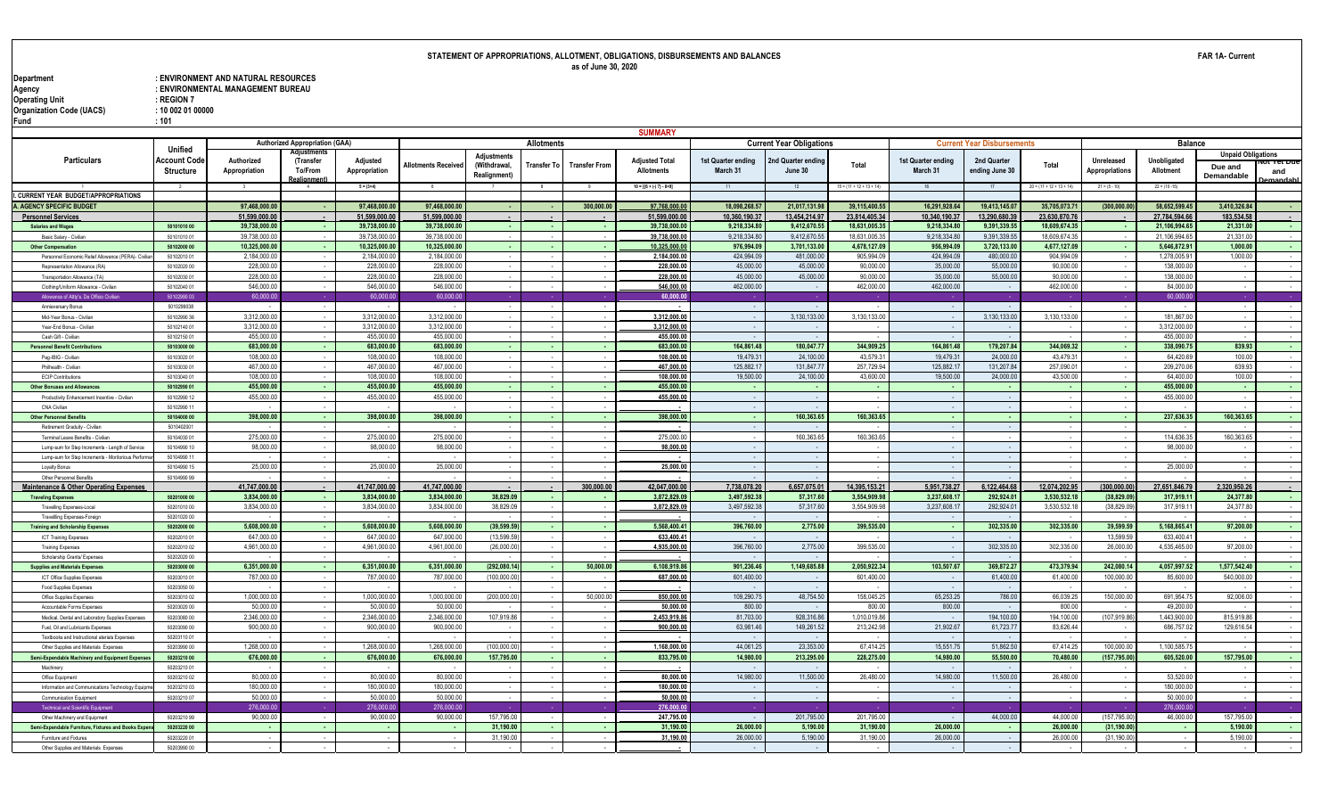**STATEMENT OF APPROPRIATIONS, ALLOTMENT, OBLIGATIONS, DISBURSEMENTS AND BALANCES**
**as of June 30, 2020**

**FAR 1A- Current**

| | |
|---|---|
| **Department** | : ENVIRONMENT AND NATURAL RESOURCES |
| **Agency** | : ENVIRONMENTAL MANAGEMENT BUREAU |
| **Operating Unit** | : REGION 7 |
| **Organization Code (UACS)** | : 10 002 01 00000 |
| **Fund** | : 101 |

**SUMMARY**

| Particulars | Unified Account Code Structure | Authorized Appropriation (GAA) | | | Allotments | | | | | Current Year Obligations | | | Current Year Disbursements | | | Balance | | | |
|---|---|---|---|---|---|---|---|---|---|---|---|---|---|---|---|---|---|---|---|
| | | Authorized Appropriation | Adjustments (Transfer To/From Realignment) | Adjusted Appropriation | Allotments Received | Adjustments (Withdrawal, Realignment) | Transfer To | Transfer From | Adjusted Total Allotments | 1st Quarter ending March 31 | 2nd Quarter ending June 30 | Total | 1st Quarter ending March 31 | 2nd Quarter ending June 30 | Total | Unreleased Appropriations | Unobligated Allotment | Unpaid Obligations | |
| | | | | | | | | | | | | | | | | | | Due and Demandable | Not Yet Due and Demandable |
| 1 | 2 | 3 | 4 | 5 = (3+4) | 6 | 7 | 8 | 9 | 10 = [(6 + (-) 7) - 8+9] | 11 | 12 | 15 = (11 + 12 + 13 + 14) | 16 | 17 | 20 = (11 + 12 + 13 + 14) | 21 = (5 - 10) | 22 = (10 -15) | | |
| **I. CURRENT YEAR BUDGET/APPROPRIATIONS** | | | | | | | | | | | | | | | | | | | |
| **A. AGENCY SPECIFIC BUDGET** | | 97,468,000.00 | - | 97,468,000.00 | 97,468,000.00 | - | - | 300,000.00 | 97,768,000.00 | 18,098,268.57 | 21,017,131.98 | 39,115,400.55 | 16,291,928.64 | 19,413,145.07 | 35,705,073.71 | (300,000.00) | 58,652,599.45 | 3,410,326.84 | - |
| **Personnel Services** | | 51,599,000.00 | - | 51,599,000.00 | 51,599,000.00 | - | - | - | 51,599,000.00 | 10,360,190.37 | 13,454,214.97 | 23,814,405.34 | 10,340,190.37 | 13,290,680.39 | 23,630,870.76 | - | 27,784,594.66 | 183,534.58 | - |
| **Salaries and Wages** | 50101010 00 | 39,738,000.00 | - | 39,738,000.00 | 39,738,000.00 | - | - | - | 39,738,000.00 | 9,218,334.80 | 9,412,670.55 | 18,631,005.35 | 9,218,334.80 | 9,391,339.55 | 18,609,674.35 | - | 21,106,994.65 | 21,331.00 | - |
| Basic Salary - Civilian | 50101010 01 | 39,738,000.00 | - | 39,738,000.00 | 39,738,000.00 | - | - | - | 39,738,000.00 | 9,218,334.80 | 9,412,670.55 | 18,631,005.35 | 9,218,334.80 | 9,391,339.55 | 18,609,674.35 | - | 21,106,994.65 | 21,331.00 | - |
| **Other Compensation** | 50102000 00 | 10,325,000.00 | - | 10,325,000.00 | 10,325,000.00 | - | - | - | 10,325,000.00 | 976,994.09 | 3,701,133.00 | 4,678,127.09 | 956,994.09 | 3,720,133.00 | 4,677,127.09 | - | 5,646,872.91 | 1,000.00 | - |
| Personnel Economic Relief Allowance (PERA) - Civilian | 50102010 01 | 2,184,000.00 | - | 2,184,000.00 | 2,184,000.00 | - | - | - | 2,184,000.00 | 424,994.09 | 481,000.00 | 905,994.09 | 424,994.09 | 480,000.00 | 904,994.09 | - | 1,278,005.91 | 1,000.00 | - |
| Representation Allowance (RA) | 50102020 00 | 228,000.00 | - | 228,000.00 | 228,000.00 | - | - | - | 228,000.00 | 45,000.00 | 45,000.00 | 90,000.00 | 35,000.00 | 55,000.00 | 90,000.00 | - | 138,000.00 | - | - |
| Transportation Allowance (TA) | 50102030 01 | 228,000.00 | - | 228,000.00 | 228,000.00 | - | - | - | 228,000.00 | 45,000.00 | 45,000.00 | 90,000.00 | 35,000.00 | 55,000.00 | 90,000.00 | - | 138,000.00 | - | - |
| Clothing/Uniform Allowance - Civilian | 50102040 01 | 546,000.00 | - | 546,000.00 | 546,000.00 | - | - | - | 546,000.00 | 462,000.00 | - | 462,000.00 | 462,000.00 | - | 462,000.00 | - | 84,000.00 | - | - |
| Allowance of Atty's De Officio Civilian | 50102990 03 | 60,000.00 | - | 60,000.00 | 60,000.00 | - | - | - | 60,000.00 | - | - | - | - | - | - | - | 60,000.00 | - | - |
| Anniversary Bonus | 50102990 38 | - | - | - | - | - | - | - | - | - | - | - | - | - | - | - | - | - | - |
| Mid-Year Bonus - Civilian | 50102990 36 | 3,312,000.00 | - | 3,312,000.00 | 3,312,000.00 | - | - | - | 3,312,000.00 | - | 3,130,133.00 | 3,130,133.00 | - | 3,130,133.00 | 3,130,133.00 | - | 181,867.00 | - | - |
| Year-End Bonus - Civilian | 50102140 01 | 3,312,000.00 | - | 3,312,000.00 | 3,312,000.00 | - | - | - | 3,312,000.00 | - | - | - | - | - | - | - | 3,312,000.00 | - | - |
| Cash Gift - Civilian | 50102150 01 | 455,000.00 | - | 455,000.00 | 455,000.00 | - | - | - | 455,000.00 | - | - | - | - | - | - | - | 455,000.00 | - | - |
| **Personnel Benefit Contributions** | 50103000 00 | 683,000.00 | - | 683,000.00 | 683,000.00 | - | - | - | 683,000.00 | 164,861.48 | 180,047.77 | 344,909.25 | 164,861.48 | 179,207.84 | 344,069.32 | - | 338,090.75 | 839.93 | - |
| Pag-IBIG - Civilian | 50103020 01 | 108,000.00 | - | 108,000.00 | 108,000.00 | - | - | - | 108,000.00 | 19,479.31 | 24,100.00 | 43,579.31 | 19,479.31 | 24,000.00 | 43,479.31 | - | 64,420.69 | 100.00 | - |
| Philhealth - Civilian | 50103030 01 | 467,000.00 | - | 467,000.00 | 467,000.00 | - | - | - | 467,000.00 | 125,882.17 | 131,847.77 | 257,729.94 | 125,882.17 | 131,207.84 | 257,090.01 | - | 209,270.06 | 639.93 | - |
| ECIP Contributions | 50103040 01 | 108,000.00 | - | 108,000.00 | 108,000.00 | - | - | - | 108,000.00 | 19,500.00 | 24,100.00 | 43,600.00 | 19,500.00 | 24,000.00 | 43,500.00 | - | 64,400.00 | 100.00 | - |
| **Other Bonuses and Allowances** | 50102990 01 | 455,000.00 | - | 455,000.00 | 455,000.00 | - | - | - | 455,000.00 | - | - | - | - | - | - | - | 455,000.00 | - | - |
| Productivity Enhancement Incentive - Civilian | 50102990 12 | 455,000.00 | - | 455,000.00 | 455,000.00 | - | - | - | 455,000.00 | - | - | - | - | - | - | - | 455,000.00 | - | - |
| CNA Civilian | 50102990 11 | - | - | - | - | - | - | - | - | - | - | - | - | - | - | - | - | - | - |
| **Other Personnel Benefits** | 50104000 00 | 398,000.00 | - | 398,000.00 | 398,000.00 | - | - | - | 398,000.00 | - | 160,363.65 | 160,363.65 | - | - | - | - | 237,636.35 | 160,363.65 | - |
| Retirement Gratuity - Civilian | 50104020 01 | - | - | - | - | - | - | - | - | - | - | - | - | - | - | - | - | - | - |
| Terminal Leave Benefits - Civilian | 50104030 01 | 275,000.00 | - | 275,000.00 | 275,000.00 | - | - | - | 275,000.00 | - | 160,363.65 | 160,363.65 | - | - | - | - | 114,636.35 | 160,363.65 | - |
| Lump-sum for Step Increments - Length of Service | 50104990 10 | 98,000.00 | - | 98,000.00 | 98,000.00 | - | - | - | 98,000.00 | - | - | - | - | - | - | - | 98,000.00 | - | - |
| Lump-sum for Step Increments - Meritorious Performance | 50104990 11 | - | - | - | - | - | - | - | - | - | - | - | - | - | - | - | - | - | - |
| Loyalty Bonus | 50104990 15 | 25,000.00 | - | 25,000.00 | 25,000.00 | - | - | - | 25,000.00 | - | - | - | - | - | - | - | 25,000.00 | - | - |
| Other Personnel Benefits | 50104990 99 | - | - | - | - | - | - | - | - | - | - | - | - | - | - | - | - | - | - |
| **Maintenance & Other Operating Expenses** | | 41,747,000.00 | - | 41,747,000.00 | 41,747,000.00 | - | - | 300,000.00 | 42,047,000.00 | 7,738,078.20 | 6,657,075.01 | 14,395,153.21 | 5,951,738.27 | 6,122,464.68 | 12,074,202.95 | (300,000.00) | 27,651,846.79 | 2,320,950.26 | - |
| **Traveling Expenses** | 50201000 00 | 3,834,000.00 | - | 3,834,000.00 | 3,834,000.00 | 38,829.09 | - | - | 3,872,829.09 | 3,497,592.38 | 57,317.60 | 3,554,909.98 | 3,237,608.17 | 292,924.01 | 3,530,532.18 | (38,829.09) | 317,919.11 | 24,377.80 | - |
| Travelling Expenses-Local | 50201010 00 | 3,834,000.00 | - | 3,834,000.00 | 3,834,000.00 | 38,829.09 | - | - | 3,872,829.09 | 3,497,592.38 | 57,317.60 | 3,554,909.98 | 3,237,608.17 | 292,924.01 | 3,530,532.18 | (38,829.09) | 317,919.11 | 24,377.80 | - |
| Travelling Expenses-Foreign | 50201020 00 | - | - | - | - | - | - | - | - | - | - | - | - | - | - | - | - | - | - |
| **Training and Scholarship Expenses** | 50202000 00 | 5,608,000.00 | - | 5,608,000.00 | 5,608,000.00 | (39,599.59) | - | - | 5,568,400.41 | 396,760.00 | 2,775.00 | 399,535.00 | - | 302,335.00 | 302,335.00 | 39,599.59 | 5,168,865.41 | 97,200.00 | - |
| ICT Training Expenses | 50202010 01 | 647,000.00 | - | 647,000.00 | 647,000.00 | (13,599.59) | - | - | 633,400.41 | - | - | - | - | - | - | 13,599.59 | 633,400.41 | - | - |
| Training Expenses | 50202010 02 | 4,961,000.00 | - | 4,961,000.00 | 4,961,000.00 | (26,000.00) | - | - | 4,935,000.00 | 396,760.00 | 2,775.00 | 399,535.00 | - | 302,335.00 | 302,335.00 | 26,000.00 | 4,535,465.00 | 97,200.00 | - |
| Scholarship Grants/ Expenses | 50202020 00 | - | - | - | - | - | - | - | - | - | - | - | - | - | - | - | - | - | - |
| **Supplies and Materials Expenses** | 50203000 00 | 6,351,000.00 | - | 6,351,000.00 | 6,351,000.00 | (292,080.14) | - | 50,000.00 | 6,108,919.86 | 901,236.46 | 1,149,685.88 | 2,050,922.34 | 103,507.67 | 369,872.27 | 473,379.94 | 242,080.14 | 4,057,997.52 | 1,577,542.40 | - |
| ICT Office Supplies Expenses | 50203010 01 | 787,000.00 | - | 787,000.00 | 787,000.00 | (100,000.00) | - | - | 687,000.00 | 601,400.00 | - | 601,400.00 | - | 61,400.00 | 61,400.00 | 100,000.00 | 85,600.00 | 540,000.00 | - |
| Food Supplies Expenses | 50203050 00 | - | - | - | - | - | - | - | - | - | - | - | - | - | - | - | - | - | - |
| Office Supplies Expenses | 50203010 02 | 1,000,000.00 | - | 1,000,000.00 | 1,000,000.00 | (200,000.00) | - | 50,000.00 | 850,000.00 | 109,290.75 | 48,754.50 | 158,045.25 | 65,253.25 | 786.00 | 66,039.25 | 150,000.00 | 691,954.75 | 92,006.00 | - |
| Accountable Forms Expenses | 50203020 00 | 50,000.00 | - | 50,000.00 | 50,000.00 | - | - | - | 50,000.00 | 800.00 | - | 800.00 | 800.00 | - | 800.00 | - | 49,200.00 | - | - |
| Medical, Dental and Laboratory Supplies Expenses | 50203080 00 | 2,346,000.00 | - | 2,346,000.00 | 2,346,000.00 | 107,919.86 | - | - | 2,453,919.86 | 81,703.00 | 928,316.86 | 1,010,019.86 | - | 194,100.00 | 194,100.00 | (107,919.86) | 1,443,900.00 | 815,919.86 | - |
| Fuel, Oil and Lubricants Expenses | 50203090 00 | 900,000.00 | - | 900,000.00 | 900,000.00 | - | - | - | 900,000.00 | 63,981.46 | 149,261.52 | 213,242.98 | 21,902.67 | 61,723.77 | 83,626.44 | - | 686,757.02 | 129,616.54 | - |
| Textbooks and Instructional aterials Expenses | 50203110 01 | - | - | - | - | - | - | - | - | - | - | - | - | - | - | - | - | - | - |
| Other Supplies and Materials Expenses | 50203990 00 | 1,268,000.00 | - | 1,268,000.00 | 1,268,000.00 | (100,000.00) | - | - | 1,168,000.00 | 44,061.25 | 23,353.00 | 67,414.25 | 15,551.75 | 51,862.50 | 67,414.25 | 100,000.00 | 1,100,585.75 | - | - |
| **Semi-Expendable Machinery and Equipment Expenses** | 50203210 00 | 676,000.00 | - | 676,000.00 | 676,000.00 | 157,795.00 | - | - | 833,795.00 | 14,980.00 | 213,295.00 | 228,275.00 | 14,980.00 | 55,500.00 | 70,480.00 | (157,795.00) | 605,520.00 | 157,795.00 | - |
| Machinery | 50203210 01 | - | - | - | - | - | - | - | - | - | - | - | - | - | - | - | - | - | - |
| Office Equipment | 50203210 02 | 80,000.00 | - | 80,000.00 | 80,000.00 | - | - | - | 80,000.00 | 14,980.00 | 11,500.00 | 26,480.00 | 14,980.00 | 11,500.00 | 26,480.00 | - | 53,520.00 | - | - |
| Information and Communications Technology Equipment | 50203210 03 | 180,000.00 | - | 180,000.00 | 180,000.00 | - | - | - | 180,000.00 | - | - | - | - | - | - | - | 180,000.00 | - | - |
| Communication Equipment | 50203210 07 | 50,000.00 | - | 50,000.00 | 50,000.00 | - | - | - | 50,000.00 | - | - | - | - | - | - | - | 50,000.00 | - | - |
| Technical and Scientific Equipment | | 276,000.00 | - | 276,000.00 | 276,000.00 | - | - | - | 276,000.00 | - | - | - | - | - | - | - | 276,000.00 | - | - |
| Other Machinery and Equipment | 50203210 99 | 90,000.00 | - | 90,000.00 | 90,000.00 | 157,795.00 | - | - | 247,795.00 | - | 201,795.00 | 201,795.00 | - | 44,000.00 | 44,000.00 | (157,795.00) | 46,000.00 | 157,795.00 | - |
| **Semi-Expendable Furniture, Fixtures and Books Expenses** | 50203220 00 | - | - | - | - | 31,190.00 | - | - | 31,190.00 | 26,000.00 | 5,190.00 | 31,190.00 | 26,000.00 | - | 26,000.00 | (31,190.00) | - | 5,190.00 | - |
| Furniture and Fixtures | 50203220 01 | - | - | - | - | 31,190.00 | - | - | 31,190.00 | 26,000.00 | 5,190.00 | 31,190.00 | 26,000.00 | - | 26,000.00 | (31,190.00) | - | 5,190.00 | - |
| Other Supplies and Materials Expenses | 50203990 00 | - | - | - | - | - | - | - | - | - | - | - | - | - | - | - | - | - | - |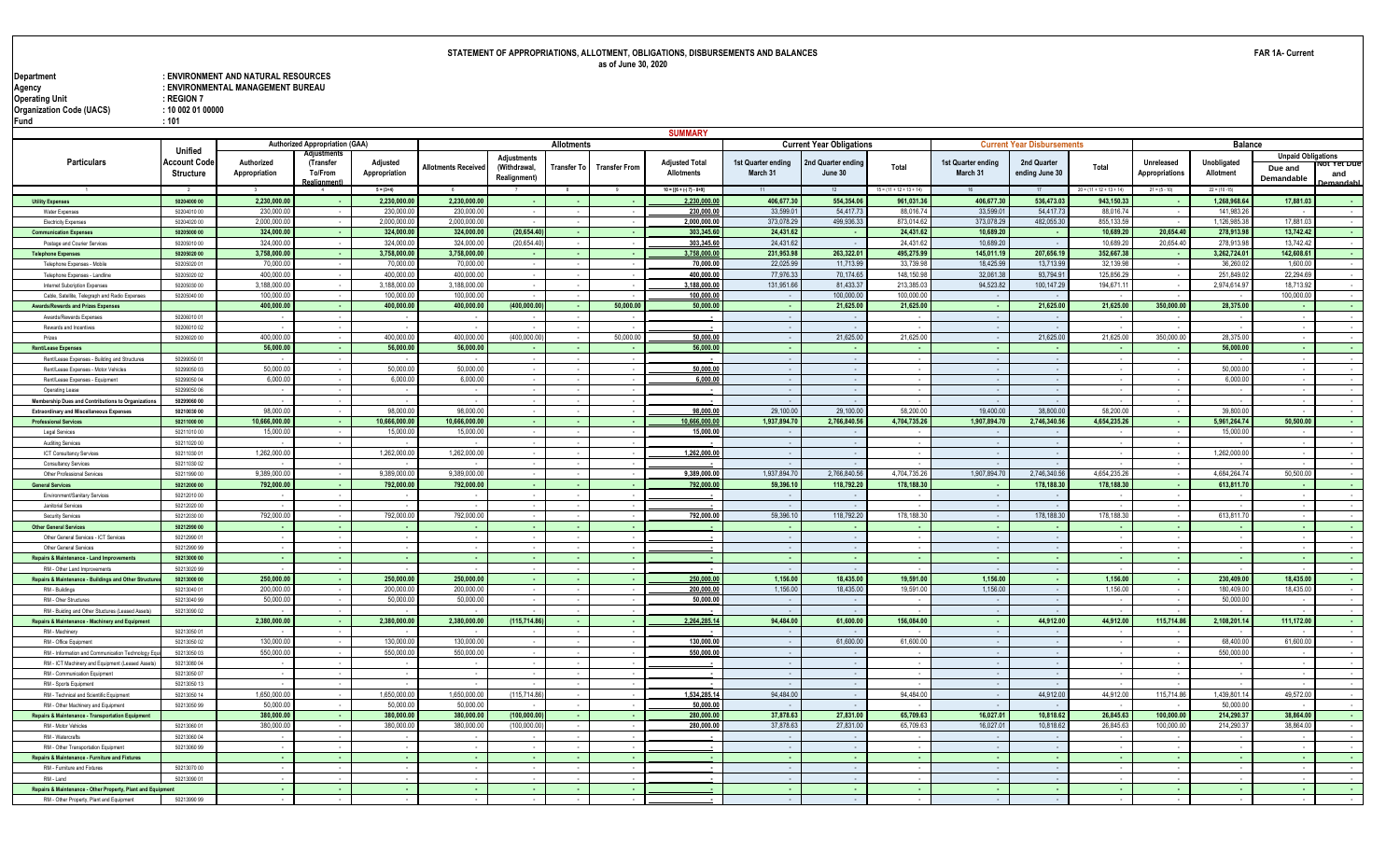# STATEMENT OF APPROPRIATIONS, ALLOTMENT, OBLIGATIONS, DISBURSEMENTS AND BALANCES

as of June 30, 2020

FAR 1A- Current

Department : ENVIRONMENT AND NATURAL RESOURCES
Agency : ENVIRONMENTAL MANAGEMENT BUREAU
Operating Unit : REGION 7
Organization Code (UACS) : 10 002 01 00000
Fund : 101

## SUMMARY

| Particulars | Unified Account Code Structure | Authorized Appropriation (GAA) | | | Allotments | | | | | Current Year Obligations | | | Current Year Disbursements | | | Balance | | | |
|---|---|---|---|---|---|---|---|---|---|---|---|---|---|---|---|---|---|---|---|
| | | Authorized Appropriation | Adjustments (Transfer To/From Realignment) | Adjusted Appropriation | Allotments Received | Adjustments (Withdrawal, Realignment) | Transfer To | Transfer From | Adjusted Total Allotments | 1st Quarter ending March 31 | 2nd Quarter ending June 30 | Total | 1st Quarter ending March 31 | 2nd Quarter ending June 30 | Total | Unreleased Appropriations | Unobligated Allotment | Unpaid Obligations Due and Demandable | Unpaid Obligations Not Yet Due and Demandable |
| 1 | 2 | 3 | 4 | 5 = (3+4) | 6 | 7 | 8 | 9 | 10 = [(6 + (-) 7) - 8+9] | 11 | 12 | 15 = (11 + 12 + 13 + 14) | 16 | 17 | 20 = (11 + 12 + 13 + 14) | 21 = (5 - 10) | 22 = (10 -15) | | |
| **Utility Expenses** | **50204000 00** | **2,230,000.00** | - | **2,230,000.00** | **2,230,000.00** | - | - | - | **2,230,000.00** | **406,677.30** | **554,354.06** | **961,031.36** | **406,677.30** | **536,473.03** | **943,150.33** | - | **1,268,968.64** | **17,881.03** | - |
| Water Expenses | 50204010 00 | 230,000.00 | - | 230,000.00 | 230,000.00 | - | - | - | 230,000.00 | 33,599.01 | 54,417.73 | 88,016.74 | 33,599.01 | 54,417.73 | 88,016.74 | - | 141,983.26 | - | - |
| Electricity Expenses | 50204020 00 | 2,000,000.00 | - | 2,000,000.00 | 2,000,000.00 | - | - | - | 2,000,000.00 | 373,078.29 | 499,936.33 | 873,014.62 | 373,078.29 | 482,055.30 | 855,133.59 | - | 1,126,985.38 | 17,881.03 | - |
| **Communication Expenses** | **50205000 00** | **324,000.00** | - | **324,000.00** | **324,000.00** | **(20,654.40)** | - | - | **303,345.60** | **24,431.62** | - | **24,431.62** | **10,689.20** | - | **10,689.20** | **20,654.40** | **278,913.98** | **13,742.42** | - |
| Postage and Courier Services | 50205010 00 | 324,000.00 | - | 324,000.00 | 324,000.00 | (20,654.40) | - | - | 303,345.60 | 24,431.62 | - | 24,431.62 | 10,689.20 | - | 10,689.20 | 20,654.40 | 278,913.98 | 13,742.42 | - |
| **Telephone Expenses** | **50205020 00** | **3,758,000.00** | - | **3,758,000.00** | **3,758,000.00** | - | - | - | **3,758,000.00** | **231,953.98** | **263,322.01** | **495,275.99** | **145,011.19** | **207,656.19** | **352,667.38** | - | **3,262,724.01** | **142,608.61** | - |
| Telephone Expenses - Mobile | 50205020 01 | 70,000.00 | - | 70,000.00 | 70,000.00 | - | - | - | 70,000.00 | 22,025.99 | 11,713.99 | 33,739.98 | 18,425.99 | 13,713.99 | 32,139.98 | - | 36,260.02 | 1,600.00 | - |
| Telephone Expenses - Landline | 50205020 02 | 400,000.00 | - | 400,000.00 | 400,000.00 | - | - | - | 400,000.00 | 77,976.33 | 70,174.65 | 148,150.98 | 32,061.38 | 93,794.91 | 125,856.29 | - | 251,849.02 | 22,294.69 | - |
| Internet Subscription Expenses | 50205030 00 | 3,188,000.00 | - | 3,188,000.00 | 3,188,000.00 | - | - | - | 3,188,000.00 | 131,951.66 | 81,433.37 | 213,385.03 | 94,523.82 | 100,147.29 | 194,671.11 | - | 2,974,614.97 | 18,713.92 | - |
| Cable, Satellite, Telegraph and Radio Expenses | 50205040 00 | 100,000.00 | - | 100,000.00 | 100,000.00 | - | - | - | 100,000.00 | - | 100,000.00 | 100,000.00 | - | - | - | - | - | 100,000.00 | - |
| **Awards/Rewards and Prizes Expenses** | | **400,000.00** | - | **400,000.00** | **400,000.00** | **(400,000.00)** | - | **50,000.00** | **50,000.00** | - | **21,625.00** | **21,625.00** | - | **21,625.00** | **21,625.00** | **350,000.00** | **28,375.00** | - | - |
| Awards/Rewards Expenses | 50206010 01 | - | - | - | - | - | - | - | - | - | - | - | - | - | - | - | - | - | - |
| Rewards and Incentives | 50206010 02 | - | - | - | - | - | - | - | - | - | - | - | - | - | - | - | - | - | - |
| Prizes | 50206020 00 | 400,000.00 | - | 400,000.00 | 400,000.00 | (400,000.00) | - | 50,000.00 | 50,000.00 | - | 21,625.00 | 21,625.00 | - | 21,625.00 | 21,625.00 | 350,000.00 | 28,375.00 | - | - |
| **Rent/Lease Expenses** | | **56,000.00** | - | **56,000.00** | **56,000.00** | - | - | - | **56,000.00** | - | - | - | - | - | - | - | **56,000.00** | - | - |
| Rent/Lease Expenses - Building and Structures | 50299050 01 | - | - | - | - | - | - | - | - | - | - | - | - | - | - | - | - | - | - |
| Rent/Lease Expenses - Motor Vehicles | 50299050 03 | 50,000.00 | - | 50,000.00 | 50,000.00 | - | - | - | 50,000.00 | - | - | - | - | - | - | - | 50,000.00 | - | - |
| Rent/Lease Expenses - Equipment | 50299050 04 | 6,000.00 | - | 6,000.00 | 6,000.00 | - | - | - | 6,000.00 | - | - | - | - | - | - | - | 6,000.00 | - | - |
| Operating Lease | 50299050 08 | - | - | - | - | - | - | - | - | - | - | - | - | - | - | - | - | - | - |
| **Membership Dues and Contributions to Organizations** | **50299060 00** | - | - | - | - | - | - | - | - | - | - | - | - | - | - | - | - | - | - |
| **Extraordinary and Miscellaneous Expenses** | **50210030 00** | **98,000.00** | - | **98,000.00** | **98,000.00** | - | - | - | **98,000.00** | **29,100.00** | **29,100.00** | **58,200.00** | **19,400.00** | **38,800.00** | **58,200.00** | - | **39,800.00** | - | - |
| **Professional Services** | **50211000 00** | **10,666,000.00** | - | **10,666,000.00** | **10,666,000.00** | - | - | - | **10,666,000.00** | **1,937,894.70** | **2,766,840.56** | **4,704,735.26** | **1,907,894.70** | **2,746,340.56** | **4,654,235.26** | - | **5,961,264.74** | **50,500.00** | - |
| Legal Services | 50211010 00 | 15,000.00 | - | 15,000.00 | 15,000.00 | - | - | - | 15,000.00 | - | - | - | - | - | - | - | 15,000.00 | - | - |
| Auditing Services | 50211020 00 | - | - | - | - | - | - | - | - | - | - | - | - | - | - | - | - | - | - |
| ICT Consultancy Services | 50211030 01 | 1,262,000.00 | - | 1,262,000.00 | 1,262,000.00 | - | - | - | 1,262,000.00 | - | - | - | - | - | - | - | 1,262,000.00 | - | - |
| Consultancy Services | 50211030 02 | - | - | - | - | - | - | - | - | - | - | - | - | - | - | - | - | - | - |
| Other Professional Services | 50211990 00 | 9,389,000.00 | - | 9,389,000.00 | 9,389,000.00 | - | - | - | 9,389,000.00 | 1,937,894.70 | 2,766,840.56 | 4,704,735.26 | 1,907,894.70 | 2,746,340.56 | 4,654,235.26 | - | 4,684,264.74 | 50,500.00 | - |
| **General Services** | **50212000 00** | **792,000.00** | - | **792,000.00** | **792,000.00** | - | - | - | **792,000.00** | **59,396.10** | **118,792.20** | **178,188.30** | - | **178,188.30** | **178,188.30** | - | **613,811.70** | - | - |
| Environment/Sanitary Services | 50212010 00 | - | - | - | - | - | - | - | - | - | - | - | - | - | - | - | - | - | - |
| Janitorial Services | 50212020 00 | - | - | - | - | - | - | - | - | - | - | - | - | - | - | - | - | - | - |
| Security Services | 50212030 00 | 792,000.00 | - | 792,000.00 | 792,000.00 | - | - | - | 792,000.00 | 59,396.10 | 118,792.20 | 178,188.30 | - | 178,188.30 | 178,188.30 | - | 613,811.70 | - | - |
| **Other General Services** | **50212990 00** | - | - | - | - | - | - | - | - | - | - | - | - | - | - | - | - | - | - |
| Other General Services - ICT Services | 50212990 01 | - | - | - | - | - | - | - | - | - | - | - | - | - | - | - | - | - | - |
| Other General Services | 50212990 99 | - | - | - | - | - | - | - | - | - | - | - | - | - | - | - | - | - | - |
| **Repairs & Maintenance - Land Improvements** | **50213000 00** | - | - | - | - | - | - | - | - | - | - | - | - | - | - | - | - | - | - |
| RM - Other Land Improvements | 50213020 99 | - | - | - | - | - | - | - | - | - | - | - | - | - | - | - | - | - | - |
| **Repairs & Maintenance - Buildings and Other Structures** | **50213000 00** | **250,000.00** | - | **250,000.00** | **250,000.00** | - | - | - | **250,000.00** | **1,156.00** | **18,435.00** | **19,591.00** | **1,156.00** | - | **1,156.00** | - | **230,409.00** | **18,435.00** | - |
| RM - Buildings | 50213040 01 | 200,000.00 | - | 200,000.00 | 200,000.00 | - | - | - | 200,000.00 | 1,156.00 | 18,435.00 | 19,591.00 | 1,156.00 | - | 1,156.00 | - | 180,409.00 | 18,435.00 | - |
| RM - Other Structures | 50213040 99 | 50,000.00 | - | 50,000.00 | 50,000.00 | - | - | - | 50,000.00 | - | - | - | - | - | - | - | 50,000.00 | - | - |
| RM - Buiding and Other Stuctures (Leased Assets) | 50213090 02 | - | - | - | - | - | - | - | - | - | - | - | - | - | - | - | - | - | - |
| **Repairs & Maintenance - Machinery and Equipment** | | **2,380,000.00** | - | **2,380,000.00** | **2,380,000.00** | **(115,714.86)** | - | - | **2,264,285.14** | **94,484.00** | **61,600.00** | **156,084.00** | - | **44,912.00** | **44,912.00** | **115,714.86** | **2,108,201.14** | **111,172.00** | - |
| RM - Machinery | 50213050 01 | - | - | - | - | - | - | - | - | - | - | - | - | - | - | - | - | - | - |
| RM - Office Equipment | 50213050 02 | 130,000.00 | - | 130,000.00 | 130,000.00 | - | - | - | 130,000.00 | - | 61,600.00 | 61,600.00 | - | - | - | - | 68,400.00 | 61,600.00 | - |
| RM - Information and Communication Technology Equipment | 50213050 03 | 550,000.00 | - | 550,000.00 | 550,000.00 | - | - | - | 550,000.00 | - | - | - | - | - | - | - | 550,000.00 | - | - |
| RM - ICT Machinery and Equipment (Leased Assets) | 50213080 04 | - | - | - | - | - | - | - | - | - | - | - | - | - | - | - | - | - | - |
| RM - Communication Equipment | 50213050 07 | - | - | - | - | - | - | - | - | - | - | - | - | - | - | - | - | - | - |
| RM - Sports Equipment | 50213050 13 | - | - | - | - | - | - | - | - | - | - | - | - | - | - | - | - | - | - |
| RM - Technical and Scientific Equipment | 50213050 14 | 1,650,000.00 | - | 1,650,000.00 | 1,650,000.00 | (115,714.86) | - | - | 1,534,285.14 | 94,484.00 | - | 94,484.00 | - | 44,912.00 | 44,912.00 | 115,714.86 | 1,439,801.14 | 49,572.00 | - |
| RM - Other Machinery and Equipment | 50213050 99 | 50,000.00 | - | 50,000.00 | 50,000.00 | - | - | - | 50,000.00 | - | - | - | - | - | - | - | 50,000.00 | - | - |
| **Repairs & Maintenance - Transportation Equipment** | | **380,000.00** | - | **380,000.00** | **380,000.00** | **(100,000.00)** | - | - | **280,000.00** | **37,878.63** | **27,831.00** | **65,709.63** | **16,027.01** | **10,818.62** | **26,845.63** | **100,000.00** | **214,290.37** | **38,864.00** | - |
| RM - Motor Vehicles | 50213060 01 | 380,000.00 | - | 380,000.00 | 380,000.00 | (100,000.00) | - | - | 280,000.00 | 37,878.63 | 27,831.00 | 65,709.63 | 16,027.01 | 10,818.62 | 26,845.63 | 100,000.00 | 214,290.37 | 38,864.00 | - |
| RM - Watercrafts | 50213060 04 | - | - | - | - | - | - | - | - | - | - | - | - | - | - | - | - | - | - |
| RM - Other Transportation Equipment | 50213060 99 | - | - | - | - | - | - | - | - | - | - | - | - | - | - | - | - | - | - |
| **Repairs & Maintenance - Furniture and Fixtures** | | - | - | - | - | - | - | - | - | - | - | - | - | - | - | - | - | - | - |
| RM - Furniture and Fixtures | 50213070 00 | - | - | - | - | - | - | - | - | - | - | - | - | - | - | - | - | - | - |
| RM - Land | 50213090 01 | - | - | - | - | - | - | - | - | - | - | - | - | - | - | - | - | - | - |
| **Repairs & Maintenance - Other Property, Plant and Equipment** | | - | - | - | - | - | - | - | - | - | - | - | - | - | - | - | - | - | - |
| RM - Other Property, Plant and Equipment | 50213990 99 | - | - | - | - | - | - | - | - | - | - | - | - | - | - | - | - | - | - |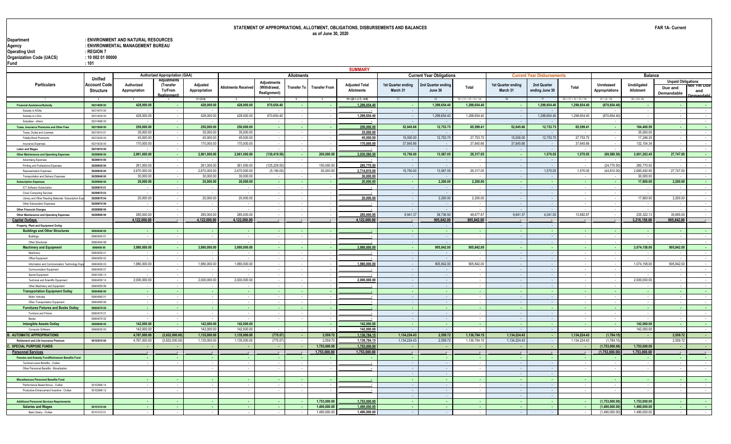# STATEMENT OF APPROPRIATIONS, ALLOTMENT, OBLIGATIONS, DISBURSEMENTS AND BALANCES

as of June 30, 2020

FAR 1A- Current

Department : ENVIRONMENT AND NATURAL RESOURCES
Agency : ENVIRONMENTAL MANAGEMENT BUREAU
Operating Unit : REGION 7
Organization Code (UACS) : 10 002 01 00000
Fund : 101

## SUMMARY

| Particulars | Unified Account Code Structure | Authorized Appropriation (GAA) Authorized Appropriation | Adjustments (Transfer To/From Realignment) | Adjusted Appropriation | Allotments Received | Adjustments (Withdrawal, Realignment) | Transfer To | Transfer From | Adjusted Total Allotments | 1st Quarter ending March 31 | 2nd Quarter ending June 30 | Total | 1st Quarter ending March 31 | 2nd Quarter ending June 30 | Total | Unreleased Appropriations | Unobligated Allotment | Due and Demandable | Not Yet Due and Demandable |
|---|---|---|---|---|---|---|---|---|---|---|---|---|---|---|---|---|---|---|---|
| | | | | | Allotments | | | | | Current Year Obligations | | | Current Year Disbursements | | | Balance | | Unpaid Obligations | |
| 1 | 2 | 3 | 4 | 5 = (3+4) | 6 | 7 | 8 | 9 | 10 = [(6 + (-) 7) - 8+9] | 11 | 12 | 15 = (11 + 12 + 13 + 14) | 16 | 17 | 20 = (11 + 12 + 13 + 14) | 21 = (5 - 10) | 22 = (10 -15) | | |
| **Financial Assistance/Subsidy** | 50214000 00 | 428,000.00 | - | 428,000.00 | 428,000.00 | 870,654.40 | - | - | 1,298,654.40 | - | 1,298,654.40 | 1,298,654.40 | - | 1,298,654.40 | 1,298,654.40 | (870,654.40) | - | - | - |
| Subsidy to NGAs | 50214010 00 | - | - | - | - | - | - | - | - | - | - | - | - | - | - | - | - | - | - |
| Subsidy to LGUs | 50214030 00 | 428,000.00 | - | 428,000.00 | 428,000.00 | 870,654.40 | - | - | 1,298,654.40 | - | 1,298,654.40 | 1,298,654.40 | - | 1,298,654.40 | 1,298,654.40 | (870,654.40) | - | - | - |
| Subsidies - others | 50214990 00 | - | - | - | - | - | - | - | - | - | - | - | - | - | - | - | - | - | - |
| **Taxes, Insurance Premiums and Other Fees** | 50215000 00 | 250,000.00 | - | 250,000.00 | 250,000.00 | - | - | - | 250,000.00 | 52,845.66 | 12,753.75 | 65,599.41 | 52,845.66 | 12,753.75 | 65,599.41 | - | 184,400.59 | - | - |
| Taxes, Duties and Licenses | 50215010 01 | 35,000.00 | - | 35,000.00 | 35,000.00 | - | - | - | 35,000.00 | - | - | - | - | - | - | - | 35,000.00 | - | - |
| Fidelity Bond Premiums | 50215020 00 | 45,000.00 | - | 45,000.00 | 45,000.00 | - | - | - | 45,000.00 | 15,000.00 | 12,753.75 | 27,753.75 | 15,000.00 | 12,753.75 | 27,753.75 | - | 17,246.25 | - | - |
| Insurance Expenses | 50215030 00 | 170,000.00 | - | 170,000.00 | 170,000.00 | - | - | - | 170,000.00 | 37,845.66 | - | 37,845.66 | 37,845.66 | - | 37,845.66 | - | 132,154.34 | - | - |
| **Labor and Wages** | 50216010 00 | - | - | - | - | - | - | - | - | - | - | - | - | - | - | - | - | - | - |
| **Other Maintenance and Operating Expenses** | 50299000 00 | 2,961,000.00 | - | 2,961,000.00 | 2,961,000.00 | (130,419.50) | - | 200,000.00 | 3,030,580.50 | 15,750.00 | 13,567.05 | 29,317.05 | - | 1,570.05 | 1,570.05 | (69,580.50) | 3,001,263.45 | 27,747.00 | - |
| Advertising Expenses | 50299010 00 | - | - | - | - | - | - | - | - | - | - | - | - | - | - | - | - | - | - |
| Printing and Publications Expenses | 50299020 00 | 261,000.00 | - | 261,000.00 | 261,000.00 | (125,229.50) | - | 150,000.00 | 285,770.50 | - | - | - | - | - | - | (24,770.50) | 285,770.50 | - | - |
| Representation Expenses | 50299030 00 | 2,670,000.00 | - | 2,670,000.00 | 2,670,000.00 | (5,190.00) | - | 50,000.00 | 2,714,810.00 | 15,750.00 | 13,567.05 | 29,317.05 | - | 1,570.05 | 1,570.05 | (44,810.00) | 2,685,492.95 | 27,747.00 | - |
| Transportation and Delivery Expenses | 50299040 00 | 30,000.00 | - | 30,000.00 | 30,000.00 | - | - | - | 30,000.00 | - | - | - | - | - | - | - | 30,000.00 | - | - |
| **Subscription Expenses** | 50299070 00 | 20,000.00 | - | 20,000.00 | 20,000.00 | - | - | - | 20,000.00 | - | 2,200.00 | 2,200.00 | - | - | - | - | 17,800.00 | 2,200.00 | - |
| ICT Software Subscription | 50299070 01 | - | - | - | - | - | - | - | - | - | - | - | - | - | - | - | - | - | - |
| Cloud Computing Services | 50299070 03 | - | - | - | - | - | - | - | - | - | - | - | - | - | - | - | - | - | - |
| Library and Other Reading Materials Subscription Expenses | 50299070 04 | 20,000.00 | - | 20,000.00 | 20,000.00 | - | - | - | 20,000.00 | - | 2,200.00 | 2,200.00 | - | - | - | - | 17,800.00 | 2,200.00 | - |
| Other Subscription Expenses | 50299070 99 | - | - | - | - | - | - | - | - | - | - | - | - | - | - | - | - | - | - |
| **Other Financial Charges** | 50299990 00 | - | - | - | - | - | - | - | - | - | - | - | - | - | - | - | - | - | - |
| **Other Maintenance and Operating Expenses** | 50299990 99 | 285,000.00 | - | 285,000.00 | 285,000.00 | - | - | - | 285,000.00 | 9,941.37 | 39,736.50 | 49,677.87 | 9,941.37 | 4,041.50 | 13,982.87 | - | 235,322.13 | 35,695.00 | - |
| **Capital Outlays** | | 4,122,000.00 | - | 4,122,000.00 | 4,122,000.00 | - | - | - | 4,122,000.00 | - | 905,842.00 | 905,842.00 | - | - | - | - | 3,216,158.00 | 905,842.00 | - |
| **Property, Plant and Equipment Outlay** | | | | | | | | | | | | | | | | | | | |
| **Buildings and Other Structures** | 50604040 00 | - | - | - | - | - | - | - | - | - | - | - | - | - | - | - | - | - | - |
| Buildings | 50604040 01 | - | - | - | - | - | - | - | - | - | - | - | - | - | - | - | - | - | - |
| Other Structures | 50604040 99 | - | - | - | - | - | - | - | - | - | - | - | - | - | - | - | - | - | - |
| **Machinery and Equipment** | 5060450 00 | 3,980,000.00 | - | 3,980,000.00 | 3,980,000.00 | - | - | - | 3,980,000.00 | - | 905,842.00 | 905,842.00 | - | - | - | - | 3,074,158.00 | 905,842.00 | - |
| Machinery | 50604050 01 | - | - | - | - | - | - | - | - | - | - | - | - | - | - | - | - | - | - |
| Office Equipment | 50604050 02 | - | - | - | - | - | - | - | - | - | - | - | - | - | - | - | - | - | - |
| Information and Communication Technology Equipment | 50604050 03 | 1,980,000.00 | - | 1,980,000.00 | 1,980,000.00 | - | - | - | 1,980,000.00 | - | 905,842.00 | 905,842.00 | - | - | - | - | 1,074,158.00 | 905,842.00 | - |
| Communication Equipment | 50604050 07 | - | - | - | - | - | - | - | - | - | - | - | - | - | - | - | - | - | - |
| Sports Equipment | 50501050 13 | - | - | - | - | - | - | - | - | - | - | - | - | - | - | - | - | - | - |
| Technical and Scientific Equipment | 50604050 14 | 2,000,000.00 | - | 2,000,000.00 | 2,000,000.00 | - | - | - | 2,000,000.00 | - | - | - | - | - | - | - | 2,000,000.00 | - | - |
| Other Machinery and Equipment | 50604050 99 | - | - | - | - | - | - | - | - | - | - | - | - | - | - | - | - | - | - |
| **Transportation Equipment Outlay** | 50604060 00 | - | - | - | - | - | - | - | - | - | - | - | - | - | - | - | - | - | - |
| Motor Vehicles | 50604060 01 | - | - | - | - | - | - | - | - | - | - | - | - | - | - | - | - | - | - |
| Other Transportation Equipment | 50604060 99 | - | - | - | - | - | - | - | - | - | - | - | - | - | - | - | - | - | - |
| **Furnitures Fixtures and Books Outlay** | 50604070 00 | - | - | - | - | - | - | - | - | - | - | - | - | - | - | - | - | - | - |
| Furniture and Fixture | 50604070 01 | - | - | - | - | - | - | - | - | - | - | - | - | - | - | - | - | - | - |
| Books | 50604070 02 | - | - | - | - | - | - | - | - | - | - | - | - | - | - | - | - | - | - |
| **Intangible Assets Outlay** | 50606000 00 | 142,000.00 | - | 142,000.00 | 142,000.00 | - | - | - | 142,000.00 | - | - | - | - | - | - | - | 142,000.00 | - | - |
| Computer Software | 50606020 00 | 142,000.00 | - | 142,000.00 | 142,000.00 | - | - | - | 142,000.00 | - | - | - | - | - | - | - | 142,000.00 | - | - |
| **B. AUTOMATIC APPROPRIATIONS** | | 4,767,000.00 | (3,632,000.00) | 1,135,000.00 | 1,135,000.00 | (775.57) | - | 2,559.72 | 1,136,784.15 | 1,134,224.43 | 2,559.72 | 1,136,784.15 | 1,134,224.43 | - | 1,134,224.43 | (1,784.15) | - | 2,559.72 | - |
| Retirement and Life Insurance Premium | 50103010 00 | 4,767,000.00 | (3,632,000.00) | 1,135,000.00 | 1,135,000.00 | (775.57) | - | 2,559.72 | 1,136,784.15 | 1,134,224.43 | 2,559.72 | 1,136,784.15 | 1,134,224.43 | - | 1,134,224.43 | (1,784.15) | - | 2,559.72 | - |
| **C. SPECIAL PURPOSE FUNDS** | | - | - | - | - | - | - | 1,753,000.00 | 1,753,000.00 | - | - | - | - | - | - | (1,753,000.00) | 1,753,000.00 | - | - |
| **Personnel Services** | | - | - | - | - | - | - | 1,753,000.00 | 1,753,000.00 | - | - | - | - | - | - | (1,753,000.00) | 1,753,000.00 | - | - |
| **Pension and Gratuity Fund/Retirement Benefits Fund** | | - | - | - | - | - | - | - | - | - | - | - | - | - | - | - | - | - | - |
| Terminal Leave Benefits - Civilian | | - | - | - | - | - | - | - | - | - | - | - | - | - | - | - | - | - | - |
| Other Personnel Benefits - Monetization | | | | - | - | - | - | - | - | - | - | - | - | - | - | - | - | - | - |
| **Miscellaneous Personnel Benefits Fund** | | - | - | - | - | - | - | - | - | - | - | - | - | - | - | - | - | - | - |
| Performance Based Bonus - Civilian | 50102990 14 | - | - | - | - | - | - | - | - | - | - | - | - | - | - | - | - | - | - |
| Productive Enhancement Incentive - Civilian | 50102990 12 | - | - | - | - | - | - | - | - | - | - | - | - | - | - | - | - | - | - |
| **Additional Personnel Services Requirements** | | - | - | - | - | - | - | 1,753,000.00 | 1,753,000.00 | - | - | - | - | - | - | (1,753,000.00) | 1,753,000.00 | - | - |
| **Salaries and Wages** | 50101010 00 | - | - | - | - | - | - | 1,490,000.00 | 1,490,000.00 | - | - | - | - | - | - | (1,490,000.00) | 1,490,000.00 | - | - |
| Basic Salary - Civilian | 50101010 01 | - | - | - | - | - | - | 1,490,000.00 | 1,490,000.00 | - | - | - | - | - | - | (1,490,000.00) | 1,490,000.00 | - | - |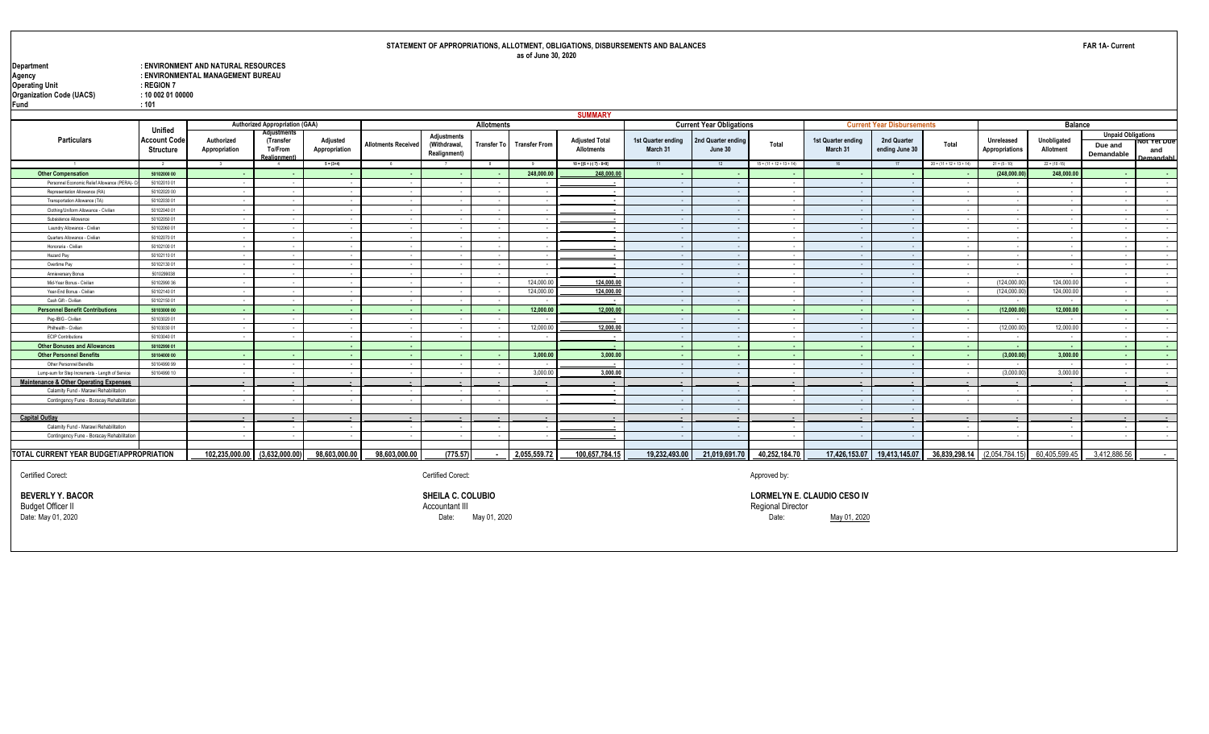# STATEMENT OF APPROPRIATIONS, ALLOTMENT, OBLIGATIONS, DISBURSEMENTS AND BALANCES

as of June 30, 2020

**FAR 1A- Current**

Department : ENVIRONMENT AND NATURAL RESOURCES
Agency : ENVIRONMENTAL MANAGEMENT BUREAU
Operating Unit : REGION 7
Organization Code (UACS) : 10 002 01 00000
Fund : 101

## SUMMARY

| Particulars | Unified Account Code Structure | Authorized Appropriation (GAA) | | | Allotments | | | | | Current Year Obligations | | | Current Year Disbursements | | | Balance | | | |
|---|---|---|---|---|---|---|---|---|---|---|---|---|---|---|---|---|---|---|---|
| | | Authorized Appropriation | Adjustments (Transfer To/From Realignment) | Adjusted Appropriation | Allotments Received | Adjustments (Withdrawal, Realignment) | Transfer To | Transfer From | Adjusted Total Allotments | 1st Quarter ending March 31 | 2nd Quarter ending June 30 | Total | 1st Quarter ending March 31 | 2nd Quarter ending June 30 | Total | Unreleased Appropriations | Unobligated Allotment | Unpaid Obligations Due and Demandable | Unpaid Obligations Not Yet Due and Demandable |
| 1 | 2 | 3 | 4 | 5 = (3+4) | 6 | 7 | 8 | 9 | 10 = [(6 + (-) 7) - 8+9] | 11 | 12 | 15 = (11 + 12 + 13 + 14) | 16 | 17 | 20 = (11 + 12 + 13 + 14) | 21 = (5 - 10) | 22 = (10 -15) | | |
| **Other Compensation** | **50102000 00** | - | - | - | - | - | - | 248,000.00 | 248,000.00 | - | - | - | - | - | - | (248,000.00) | 248,000.00 | - | - |
| Personnel Economic Relief Allowance (PERA)- Ci | 50102010 01 | - | - | - | - | - | - | - | - | - | - | - | - | - | - | - | - | - | - |
| Representation Allowance (RA) | 50102020 00 | - | - | - | - | - | - | - | - | - | - | - | - | - | - | - | - | - | - |
| Transportation Allowance (TA) | 50102030 01 | - | - | - | - | - | - | - | - | - | - | - | - | - | - | - | - | - | - |
| Clothing/Uniform Allowance - Civilian | 50102040 01 | - | - | - | - | - | - | - | - | - | - | - | - | - | - | - | - | - | - |
| Subsistence Allowance | 50102050 01 | - | - | - | - | - | - | - | - | - | - | - | - | - | - | - | - | - | - |
| Laundry Allowance - Civilian | 50102060 01 | - | - | - | - | - | - | - | - | - | - | - | - | - | - | - | - | - | - |
| Quarters Allowance - Civilian | 50102070 01 | - | - | - | - | - | - | - | - | - | - | - | - | - | - | - | - | - | - |
| Honoraria - Civilian | 50102100 01 | - | - | - | - | - | - | - | - | - | - | - | - | - | - | - | - | - | - |
| Hazard Pay | 50102110 01 | - | - | - | - | - | - | - | - | - | - | - | - | - | - | - | - | - | - |
| Overtime Pay | 50102130 01 | - | - | - | - | - | - | - | - | - | - | - | - | - | - | - | - | - | - |
| Anniversary Bonus | 5010299038 | - | - | - | - | - | - | - | - | - | - | - | - | - | - | - | - | - | - |
| Mid-Year Bonus - Civilian | 50102990 36 | - | - | - | - | - | - | 124,000.00 | 124,000.00 | - | - | - | - | - | - | (124,000.00) | 124,000.00 | - | - |
| Year-End Bonus - Civilian | 50102140 01 | - | - | - | - | - | - | 124,000.00 | 124,000.00 | - | - | - | - | - | - | (124,000.00) | 124,000.00 | - | - |
| Cash Gift - Civilian | 50102150 01 | - | - | - | - | - | - | - | - | - | - | - | - | - | - | - | - | - | - |
| **Personnel Benefit Contributions** | **50103000 00** | - | - | - | - | - | - | 12,000.00 | 12,000.00 | - | - | - | - | - | - | (12,000.00) | 12,000.00 | - | - |
| Pag-IBIG - Civilian | 50103020 01 | - | - | - | - | - | - | - | - | - | - | - | - | - | - | - | - | - | - |
| Philhealth - Civilian | 50103030 01 | - | - | - | - | - | - | 12,000.00 | 12,000.00 | - | - | - | - | - | - | (12,000.00) | 12,000.00 | - | - |
| ECIP Contributions | 50103040 01 | - | - | - | - | - | - | - | - | - | - | - | - | - | - | - | - | - | - |
| **Other Bonuses and Allowances** | **50102990 01** | | | - | - | | | | - | - | - | - | - | - | - | - | - | - | - |
| **Other Personnel Benefits** | **50104000 00** | - | - | - | - | - | - | 3,000.00 | 3,000.00 | - | - | - | - | - | - | (3,000.00) | 3,000.00 | - | - |
| Other Personnel Benefits | 50104990 99 | - | - | - | - | - | - | - | - | - | - | - | - | - | - | - | - | - | - |
| Lump-sum for Step Increments - Length of Service | 50104990 10 | - | - | - | - | - | - | 3,000.00 | 3,000.00 | - | - | - | - | - | - | (3,000.00) | 3,000.00 | - | - |
| **Maintenance & Other Operating Expenses** | | - | - | - | - | - | - | - | - | - | - | - | - | - | - | - | - | - | - |
| Calamity Fund - Marawi Rehabilitation | | - | - | - | - | - | - | - | - | - | - | - | - | - | - | - | - | - | - |
| Contingency Fune - Boracay Rehabilitation | | - | - | - | - | - | - | - | - | - | - | - | - | - | - | - | - | - | - |
| **Capital Outlay** | | - | - | - | - | - | - | - | - | - | - | - | - | - | - | - | - | - | - |
| Calamity Fund - Marawi Rehabilitation | | - | - | - | - | - | - | - | - | - | - | - | - | - | - | - | - | - | - |
| Contingency Fune - Boracay Rehabilitation | | - | - | - | - | - | - | - | - | - | - | - | - | - | - | - | - | - | - |
| **TOTAL CURRENT YEAR BUDGET/APPROPRIATION** | | 102,235,000.00 | (3,632,000.00) | 98,603,000.00 | 98,603,000.00 | (775.57) | - | 2,055,559.72 | 100,657,784.15 | 19,232,493.00 | 21,019,691.70 | 40,252,184.70 | 17,426,153.07 | 19,413,145.07 | 36,839,298.14 | (2,054,784.15) | 60,405,599.45 | 3,412,886.56 | - |

Certified Corect:

**BEVERLY Y. BACOR**
Budget Officer II
Date: May 01, 2020

Certified Corect:

**SHEILA C. COLUBIO**
Accountant III
Date: May 01, 2020

Approved by:

**LORMELYN E. CLAUDIO CESO IV**
Regional Director
Date: May 01, 2020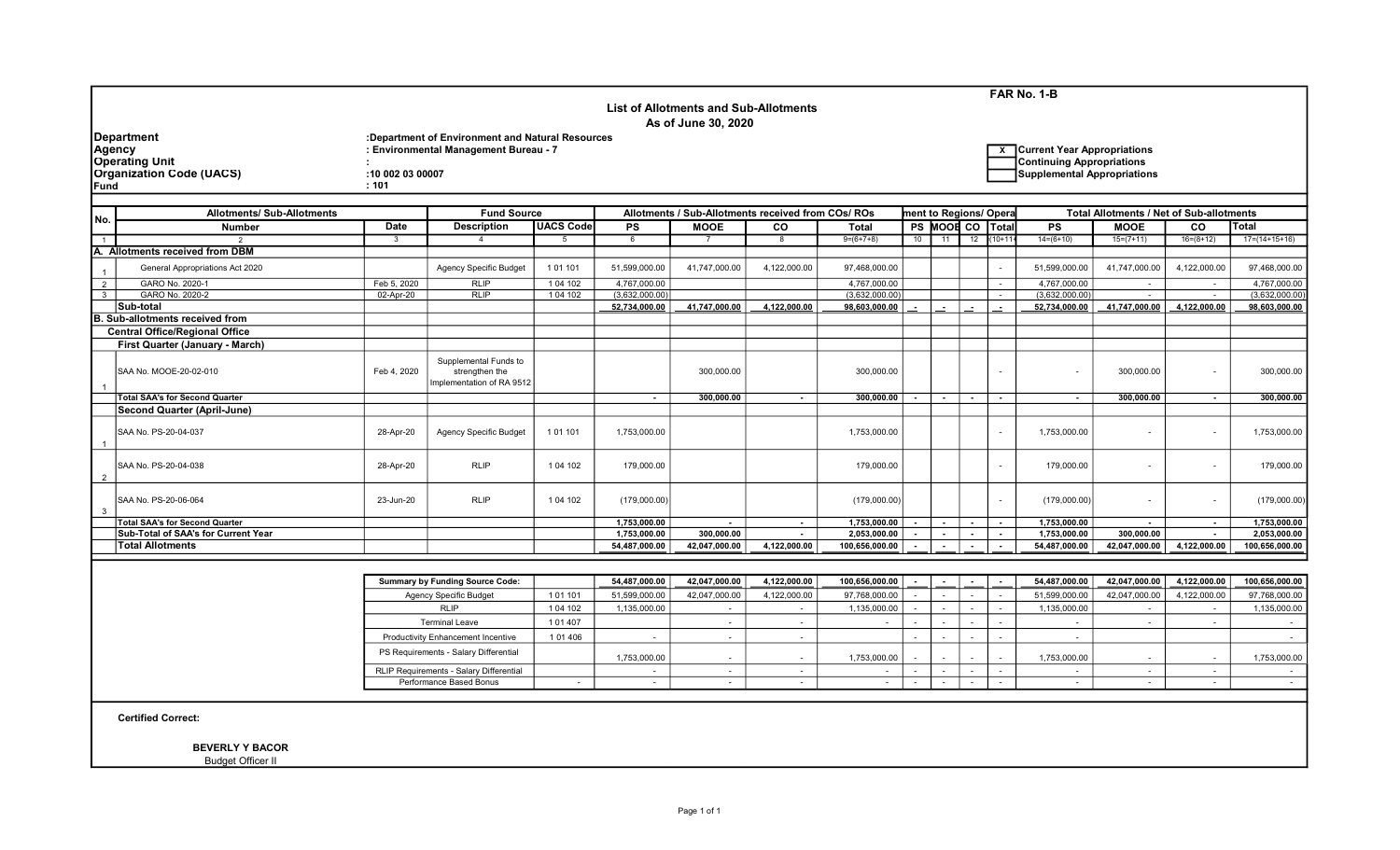FAR No. 1-B

## List of Allotments and Sub-Allotments
### As of June 30, 2020

**Department** :Department of Environment and Natural Resources
**Agency** : Environmental Management Bureau - 7
**Operating Unit** :
**Organization Code (UACS)** :10 002 03 00007
**Fund** : 101

X Current Year Appropriations
Continuing Appropriations
Supplemental Appropriations

| No. | Allotments/ Sub-Allotments | | Fund Source | | Allotments / Sub-Allotments received from COs/ ROs | | | | ment to Regions/ Opera | | | | Total Allotments / Net of Sub-allotments | | | |
|---|---|---|---|---|---|---|---|---|---|---|---|---|---|---|---|---|
| | Number | Date | Description | UACS Code | PS | MOOE | CO | Total | PS | MOOE | CO | Total | PS | MOOE | CO | Total |
| 1 | 2 | 3 | 4 | 5 | 6 | 7 | 8 | 9=(6+7+8) | 10 | 11 | 12 | (10+11+ | 14=(6+10) | 15=(7+11) | 16=(8+12) | 17=(14+15+16) |
| | **A. Allotments received from DBM** | | | | | | | | | | | | | | | |
| 1 | General Appropriations Act 2020 | | Agency Specific Budget | 1 01 101 | 51,599,000.00 | 41,747,000.00 | 4,122,000.00 | 97,468,000.00 | | | | - | 51,599,000.00 | 41,747,000.00 | 4,122,000.00 | 97,468,000.00 |
| 2 | GARO No. 2020-1 | Feb 5, 2020 | RLIP | 1 04 102 | 4,767,000.00 | | | 4,767,000.00 | | | | - | 4,767,000.00 | - | - | 4,767,000.00 |
| 3 | GARO No. 2020-2 | 02-Apr-20 | RLIP | 1 04 102 | (3,632,000.00) | | | (3,632,000.00) | | | | - | (3,632,000.00) | - | - | (3,632,000.00) |
| | Sub-total | | | | 52,734,000.00 | 41,747,000.00 | 4,122,000.00 | 98,603,000.00 | - | - | - | - | 52,734,000.00 | 41,747,000.00 | 4,122,000.00 | 98,603,000.00 |
| | **B. Sub-allotments received from** | | | | | | | | | | | | | | | |
| | **Central Office/Regional Office** | | | | | | | | | | | | | | | |
| | **First Quarter (January - March)** | | | | | | | | | | | | | | | |
| 1 | SAA No. MOOE-20-02-010 | Feb 4, 2020 | Supplemental Funds to strengthen the Implementation of RA 9512 | | | 300,000.00 | | 300,000.00 | | | | - | - | 300,000.00 | - | 300,000.00 |
| | Total SAA's for Second Quarter | | | | - | 300,000.00 | - | 300,000.00 | - | - | - | - | - | 300,000.00 | - | 300,000.00 |
| | **Second Quarter (April-June)** | | | | | | | | | | | | | | | |
| 1 | SAA No. PS-20-04-037 | 28-Apr-20 | Agency Specific Budget | 1 01 101 | 1,753,000.00 | | | 1,753,000.00 | | | | - | 1,753,000.00 | - | - | 1,753,000.00 |
| 2 | SAA No. PS-20-04-038 | 28-Apr-20 | RLIP | 1 04 102 | 179,000.00 | | | 179,000.00 | | | | - | 179,000.00 | - | - | 179,000.00 |
| 3 | SAA No. PS-20-06-064 | 23-Jun-20 | RLIP | 1 04 102 | (179,000.00) | | | (179,000.00) | | | | - | (179,000.00) | - | - | (179,000.00) |
| | Total SAA's for Second Quarter | | | | 1,753,000.00 | - | - | 1,753,000.00 | - | - | - | - | 1,753,000.00 | - | - | 1,753,000.00 |
| | Sub-Total of SAA's for Current Year | | | | 1,753,000.00 | 300,000.00 | - | 2,053,000.00 | - | - | - | - | 1,753,000.00 | 300,000.00 | - | 2,053,000.00 |
| | **Total Allotments** | | | | 54,487,000.00 | 42,047,000.00 | 4,122,000.00 | 100,656,000.00 | - | - | - | - | 54,487,000.00 | 42,047,000.00 | 4,122,000.00 | 100,656,000.00 |

| Summary by Funding Source Code: | | PS | MOOE | CO | Total | PS | MOOE | CO | Total | PS | MOOE | CO | Total |
|---|---|---|---|---|---|---|---|---|---|---|---|---|---|
| **Summary by Funding Source Code:** | | 54,487,000.00 | 42,047,000.00 | 4,122,000.00 | 100,656,000.00 | - | - | - | - | 54,487,000.00 | 42,047,000.00 | 4,122,000.00 | 100,656,000.00 |
| Agency Specific Budget | 1 01 101 | 51,599,000.00 | 42,047,000.00 | 4,122,000.00 | 97,768,000.00 | - | - | - | - | 51,599,000.00 | 42,047,000.00 | 4,122,000.00 | 97,768,000.00 |
| RLIP | 1 04 102 | 1,135,000.00 | - | - | 1,135,000.00 | - | - | - | - | 1,135,000.00 | - | - | 1,135,000.00 |
| Terminal Leave | 1 01 407 | | - | - | - | - | - | - | - | - | - | - | - |
| Productivity Enhancement Incentive | 1 01 406 | - | - | - | | - | - | - | - | - | | | - |
| PS Requirements - Salary Differential | | 1,753,000.00 | - | - | 1,753,000.00 | - | - | - | - | 1,753,000.00 | - | - | 1,753,000.00 |
| RLIP Requirements - Salary Differential | | - | - | - | - | - | - | - | - | - | - | - | - |
| Performance Based Bonus | - | - | - | - | - | - | - | - | - | - | - | - | - |

**Certified Correct:**

**BEVERLY Y BACOR**
Budget Officer II